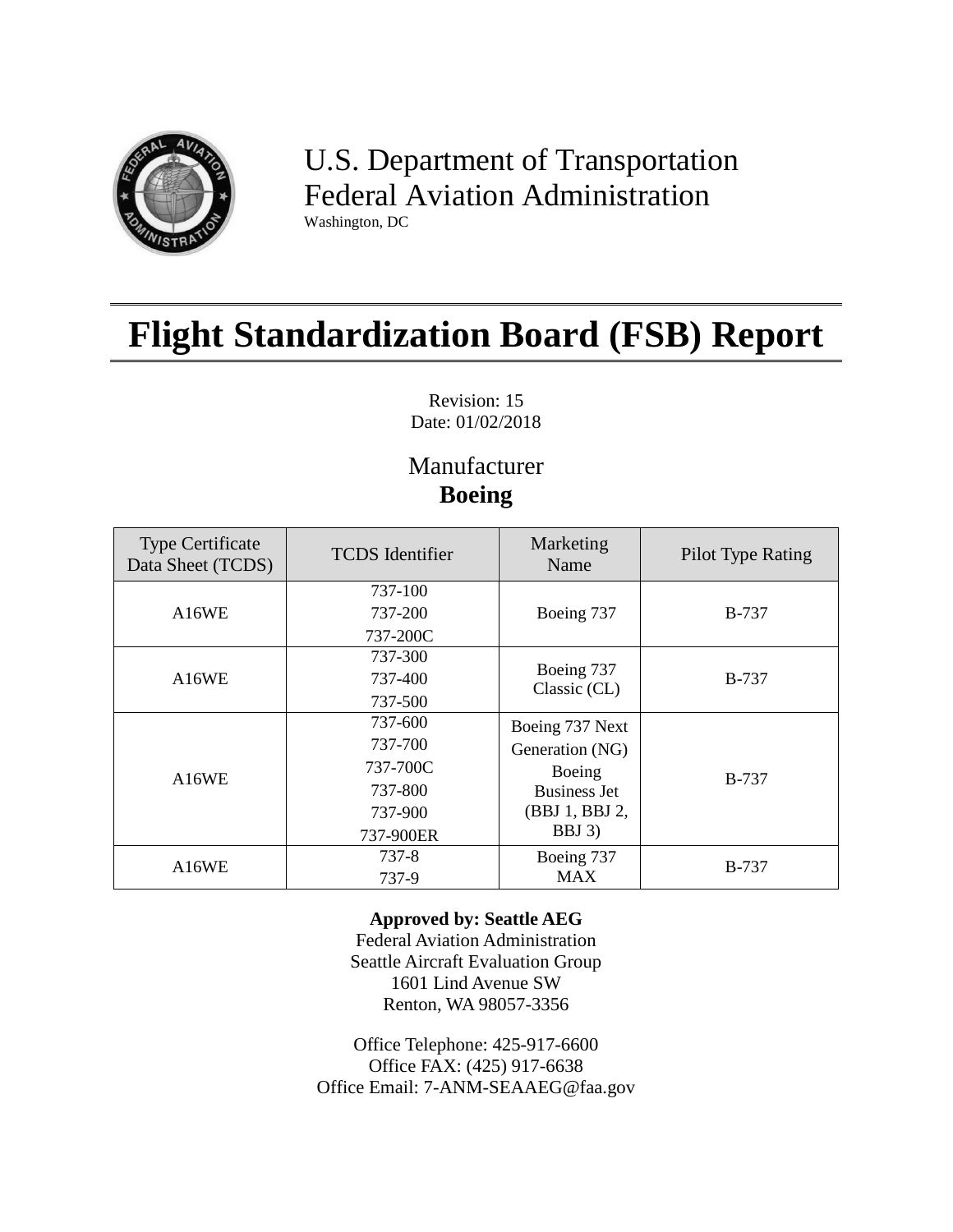U.S. Department of Transportation
Federal Aviation Administration
Washington, DC

# Flight Standardization Board (FSB) Report

Revision: 15
Date: 01/02/2018

Manufacturer
**Boeing**

| Type Certificate Data Sheet (TCDS) | TCDS Identifier | Marketing Name | Pilot Type Rating |
|---|---|---|---|
| A16WE | 737-100<br>737-200<br>737-200C | Boeing 737 | B-737 |
| A16WE | 737-300<br>737-400<br>737-500 | Boeing 737 Classic (CL) | B-737 |
| A16WE | 737-600<br>737-700<br>737-700C<br>737-800<br>737-900<br>737-900ER | Boeing 737 Next Generation (NG)<br>Boeing Business Jet (BBJ 1, BBJ 2, BBJ 3) | B-737 |
| A16WE | 737-8<br>737-9 | Boeing 737 MAX | B-737 |

**Approved by: Seattle AEG**
Federal Aviation Administration
Seattle Aircraft Evaluation Group
1601 Lind Avenue SW
Renton, WA 98057-3356

Office Telephone: 425-917-6600
Office FAX: (425) 917-6638
Office Email: 7-ANM-SEAAEG@faa.gov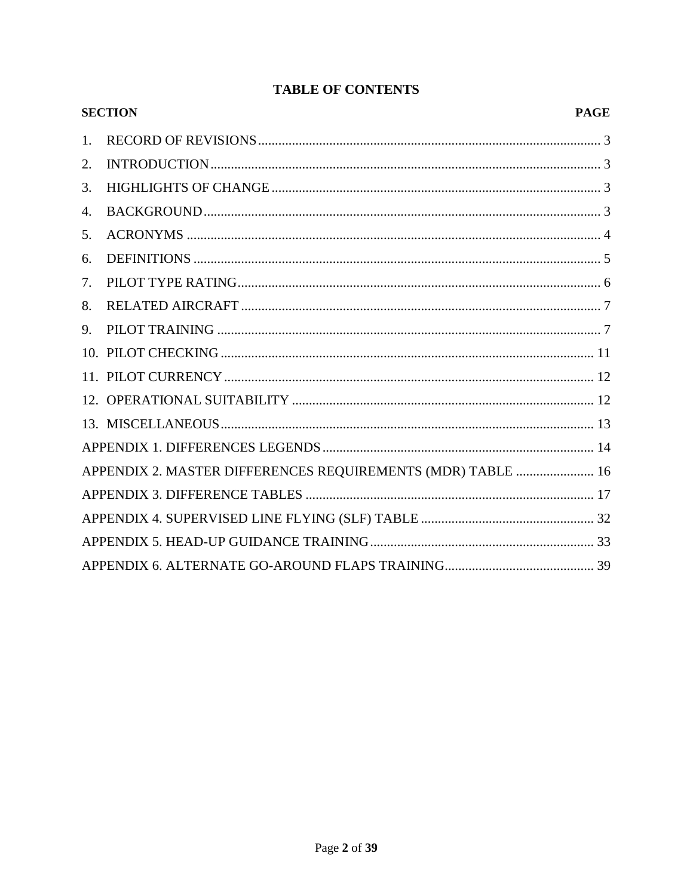# TABLE OF CONTENTS

| SECTION | PAGE |
|---|---|
| 1. RECORD OF REVISIONS | 3 |
| 2. INTRODUCTION | 3 |
| 3. HIGHLIGHTS OF CHANGE | 3 |
| 4. BACKGROUND | 3 |
| 5. ACRONYMS | 4 |
| 6. DEFINITIONS | 5 |
| 7. PILOT TYPE RATING | 6 |
| 8. RELATED AIRCRAFT | 7 |
| 9. PILOT TRAINING | 7 |
| 10. PILOT CHECKING | 11 |
| 11. PILOT CURRENCY | 12 |
| 12. OPERATIONAL SUITABILITY | 12 |
| 13. MISCELLANEOUS | 13 |
| APPENDIX 1. DIFFERENCES LEGENDS | 14 |
| APPENDIX 2. MASTER DIFFERENCES REQUIREMENTS (MDR) TABLE | 16 |
| APPENDIX 3. DIFFERENCE TABLES | 17 |
| APPENDIX 4. SUPERVISED LINE FLYING (SLF) TABLE | 32 |
| APPENDIX 5. HEAD-UP GUIDANCE TRAINING | 33 |
| APPENDIX 6. ALTERNATE GO-AROUND FLAPS TRAINING | 39 |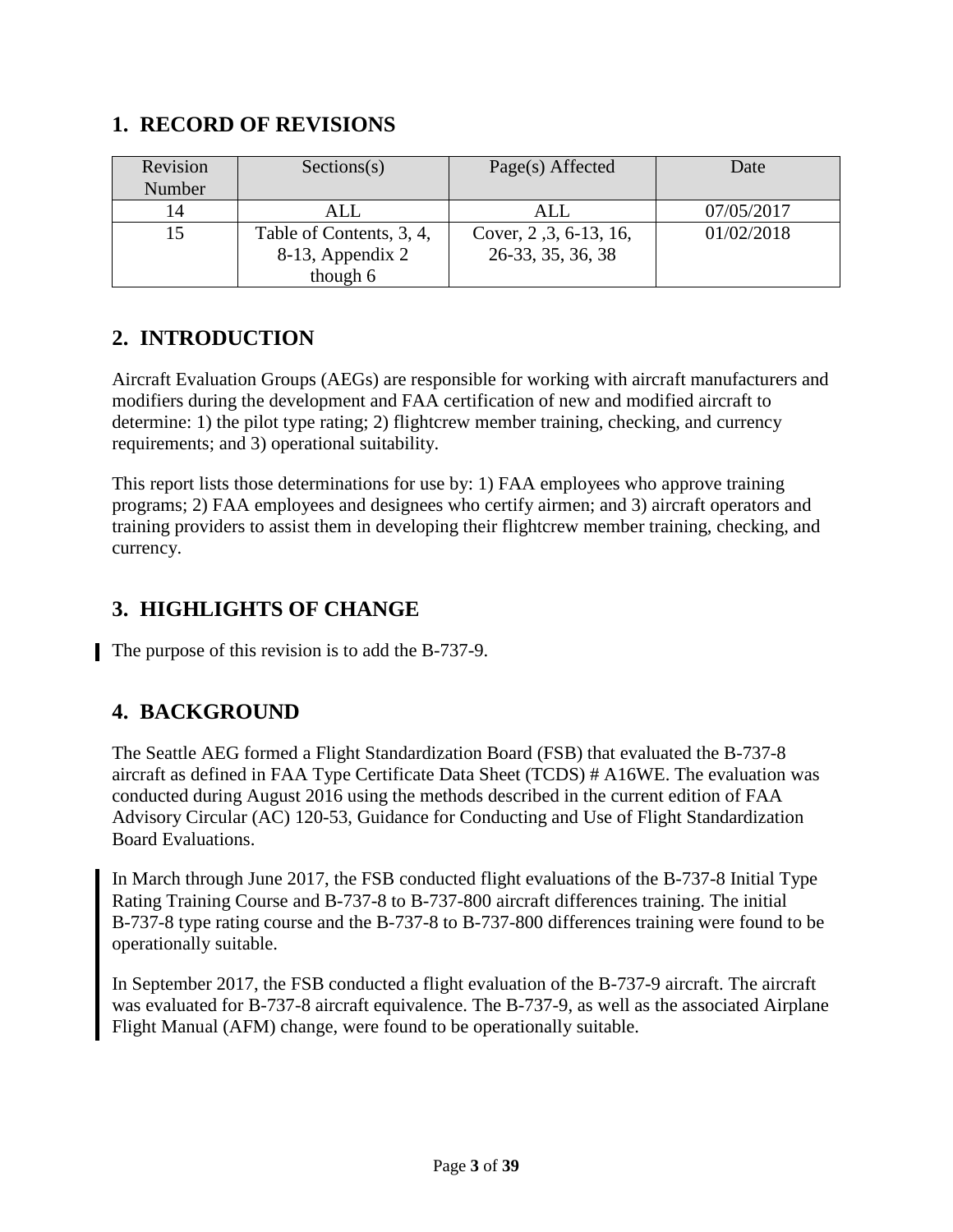## 1. RECORD OF REVISIONS

| Revision Number | Sections(s) | Page(s) Affected | Date |
|---|---|---|---|
| 14 | ALL | ALL | 07/05/2017 |
| 15 | Table of Contents, 3, 4, 8-13, Appendix 2 though 6 | Cover, 2 ,3, 6-13, 16, 26-33, 35, 36, 38 | 01/02/2018 |

## 2. INTRODUCTION

Aircraft Evaluation Groups (AEGs) are responsible for working with aircraft manufacturers and modifiers during the development and FAA certification of new and modified aircraft to determine: 1) the pilot type rating; 2) flightcrew member training, checking, and currency requirements; and 3) operational suitability.

This report lists those determinations for use by: 1) FAA employees who approve training programs; 2) FAA employees and designees who certify airmen; and 3) aircraft operators and training providers to assist them in developing their flightcrew member training, checking, and currency.

## 3. HIGHLIGHTS OF CHANGE

The purpose of this revision is to add the B-737-9.

## 4. BACKGROUND

The Seattle AEG formed a Flight Standardization Board (FSB) that evaluated the B-737-8 aircraft as defined in FAA Type Certificate Data Sheet (TCDS) # A16WE. The evaluation was conducted during August 2016 using the methods described in the current edition of FAA Advisory Circular (AC) 120-53, Guidance for Conducting and Use of Flight Standardization Board Evaluations.

In March through June 2017, the FSB conducted flight evaluations of the B-737-8 Initial Type Rating Training Course and B-737-8 to B-737-800 aircraft differences training. The initial B-737-8 type rating course and the B-737-8 to B-737-800 differences training were found to be operationally suitable.

In September 2017, the FSB conducted a flight evaluation of the B-737-9 aircraft. The aircraft was evaluated for B-737-8 aircraft equivalence. The B-737-9, as well as the associated Airplane Flight Manual (AFM) change, were found to be operationally suitable.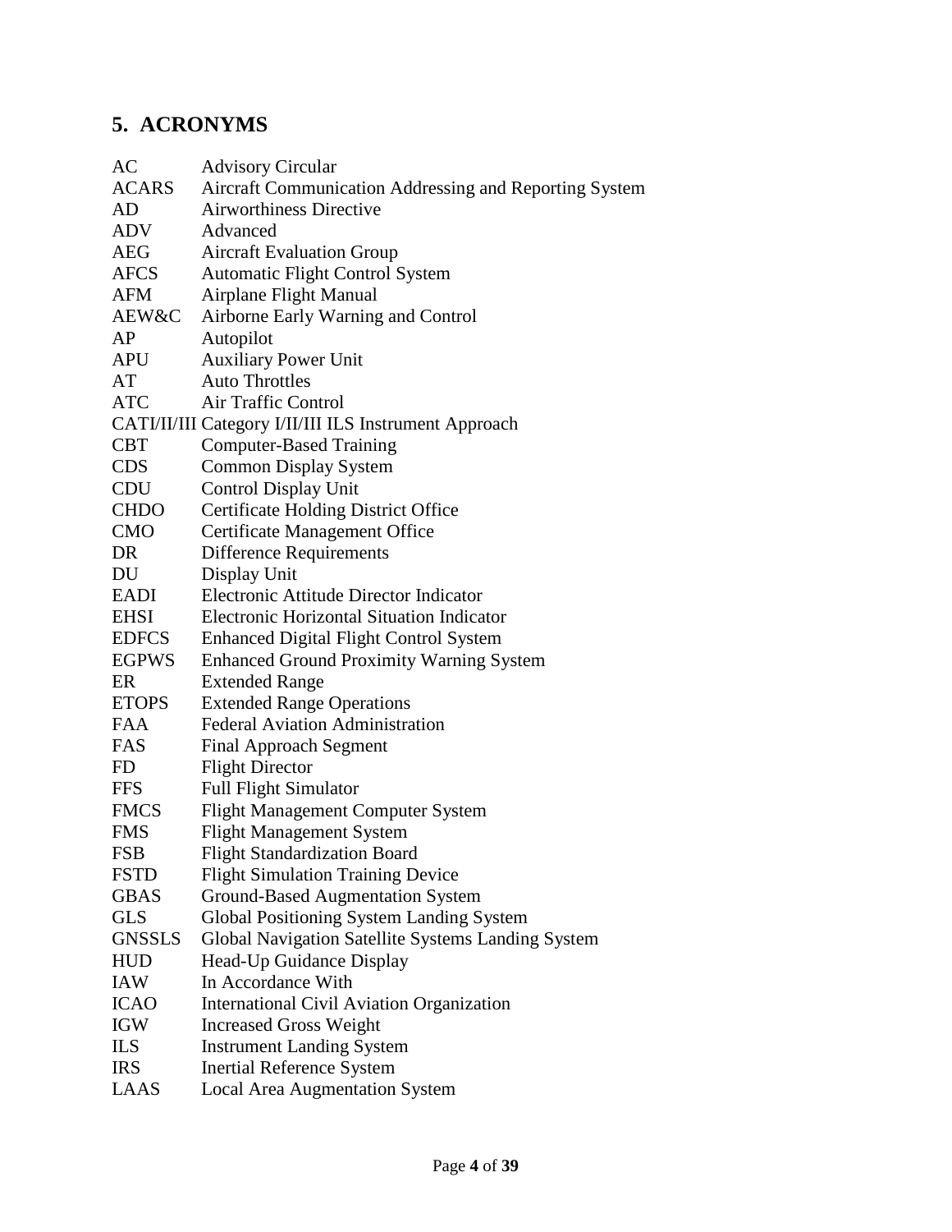## 5. ACRONYMS

| | |
|---|---|
| AC | Advisory Circular |
| ACARS | Aircraft Communication Addressing and Reporting System |
| AD | Airworthiness Directive |
| ADV | Advanced |
| AEG | Aircraft Evaluation Group |
| AFCS | Automatic Flight Control System |
| AFM | Airplane Flight Manual |
| AEW&C | Airborne Early Warning and Control |
| AP | Autopilot |
| APU | Auxiliary Power Unit |
| AT | Auto Throttles |
| ATC | Air Traffic Control |
| CATI/II/III | Category I/II/III ILS Instrument Approach |
| CBT | Computer-Based Training |
| CDS | Common Display System |
| CDU | Control Display Unit |
| CHDO | Certificate Holding District Office |
| CMO | Certificate Management Office |
| DR | Difference Requirements |
| DU | Display Unit |
| EADI | Electronic Attitude Director Indicator |
| EHSI | Electronic Horizontal Situation Indicator |
| EDFCS | Enhanced Digital Flight Control System |
| EGPWS | Enhanced Ground Proximity Warning System |
| ER | Extended Range |
| ETOPS | Extended Range Operations |
| FAA | Federal Aviation Administration |
| FAS | Final Approach Segment |
| FD | Flight Director |
| FFS | Full Flight Simulator |
| FMCS | Flight Management Computer System |
| FMS | Flight Management System |
| FSB | Flight Standardization Board |
| FSTD | Flight Simulation Training Device |
| GBAS | Ground-Based Augmentation System |
| GLS | Global Positioning System Landing System |
| GNSSLS | Global Navigation Satellite Systems Landing System |
| HUD | Head-Up Guidance Display |
| IAW | In Accordance With |
| ICAO | International Civil Aviation Organization |
| IGW | Increased Gross Weight |
| ILS | Instrument Landing System |
| IRS | Inertial Reference System |
| LAAS | Local Area Augmentation System |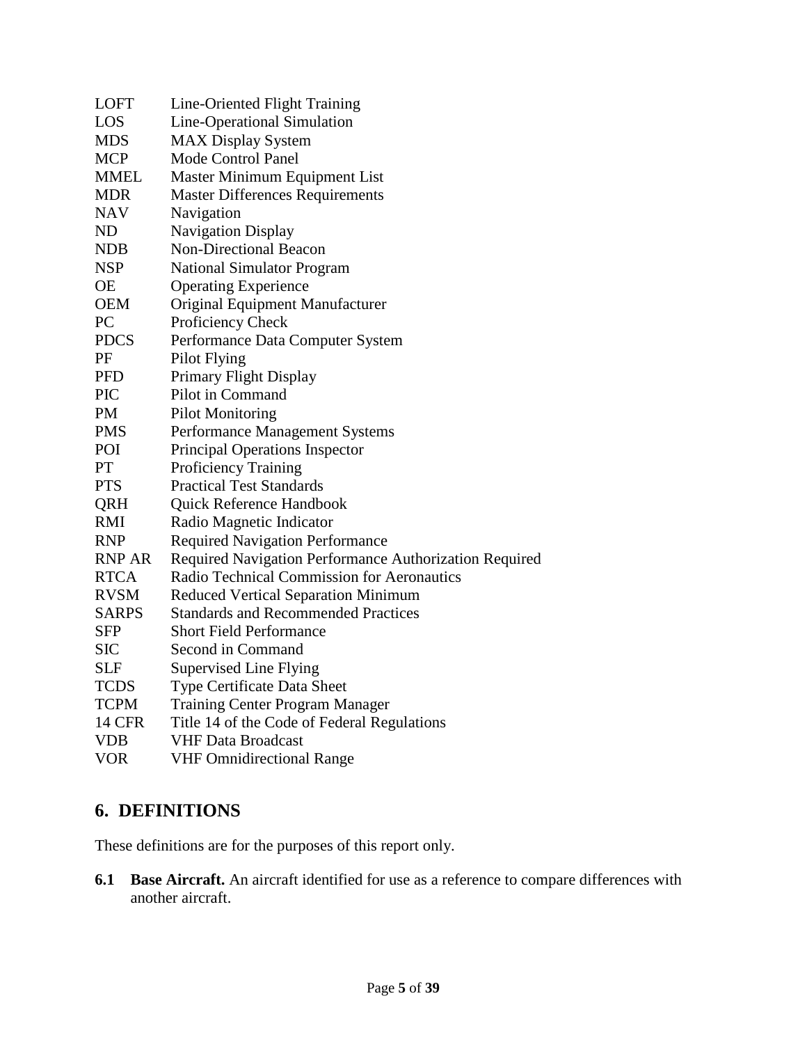| | |
|---|---|
| LOFT | Line-Oriented Flight Training |
| LOS | Line-Operational Simulation |
| MDS | MAX Display System |
| MCP | Mode Control Panel |
| MMEL | Master Minimum Equipment List |
| MDR | Master Differences Requirements |
| NAV | Navigation |
| ND | Navigation Display |
| NDB | Non-Directional Beacon |
| NSP | National Simulator Program |
| OE | Operating Experience |
| OEM | Original Equipment Manufacturer |
| PC | Proficiency Check |
| PDCS | Performance Data Computer System |
| PF | Pilot Flying |
| PFD | Primary Flight Display |
| PIC | Pilot in Command |
| PM | Pilot Monitoring |
| PMS | Performance Management Systems |
| POI | Principal Operations Inspector |
| PT | Proficiency Training |
| PTS | Practical Test Standards |
| QRH | Quick Reference Handbook |
| RMI | Radio Magnetic Indicator |
| RNP | Required Navigation Performance |
| RNP AR | Required Navigation Performance Authorization Required |
| RTCA | Radio Technical Commission for Aeronautics |
| RVSM | Reduced Vertical Separation Minimum |
| SARPS | Standards and Recommended Practices |
| SFP | Short Field Performance |
| SIC | Second in Command |
| SLF | Supervised Line Flying |
| TCDS | Type Certificate Data Sheet |
| TCPM | Training Center Program Manager |
| 14 CFR | Title 14 of the Code of Federal Regulations |
| VDB | VHF Data Broadcast |
| VOR | VHF Omnidirectional Range |

## 6. DEFINITIONS

These definitions are for the purposes of this report only.

**6.1 Base Aircraft.** An aircraft identified for use as a reference to compare differences with another aircraft.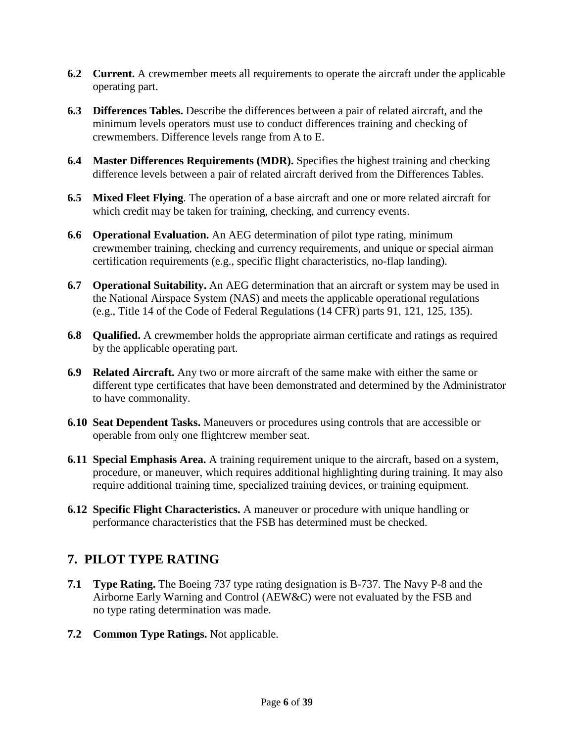**6.2 Current.** A crewmember meets all requirements to operate the aircraft under the applicable operating part.

**6.3 Differences Tables.** Describe the differences between a pair of related aircraft, and the minimum levels operators must use to conduct differences training and checking of crewmembers. Difference levels range from A to E.

**6.4 Master Differences Requirements (MDR).** Specifies the highest training and checking difference levels between a pair of related aircraft derived from the Differences Tables.

**6.5 Mixed Fleet Flying**. The operation of a base aircraft and one or more related aircraft for which credit may be taken for training, checking, and currency events.

**6.6 Operational Evaluation.** An AEG determination of pilot type rating, minimum crewmember training, checking and currency requirements, and unique or special airman certification requirements (e.g., specific flight characteristics, no-flap landing).

**6.7 Operational Suitability.** An AEG determination that an aircraft or system may be used in the National Airspace System (NAS) and meets the applicable operational regulations (e.g., Title 14 of the Code of Federal Regulations (14 CFR) parts 91, 121, 125, 135).

**6.8 Qualified.** A crewmember holds the appropriate airman certificate and ratings as required by the applicable operating part.

**6.9 Related Aircraft.** Any two or more aircraft of the same make with either the same or different type certificates that have been demonstrated and determined by the Administrator to have commonality.

**6.10 Seat Dependent Tasks.** Maneuvers or procedures using controls that are accessible or operable from only one flightcrew member seat.

**6.11 Special Emphasis Area.** A training requirement unique to the aircraft, based on a system, procedure, or maneuver, which requires additional highlighting during training. It may also require additional training time, specialized training devices, or training equipment.

**6.12 Specific Flight Characteristics.** A maneuver or procedure with unique handling or performance characteristics that the FSB has determined must be checked.

## 7. PILOT TYPE RATING

**7.1 Type Rating.** The Boeing 737 type rating designation is B-737. The Navy P-8 and the Airborne Early Warning and Control (AEW&C) were not evaluated by the FSB and no type rating determination was made.

**7.2 Common Type Ratings.** Not applicable.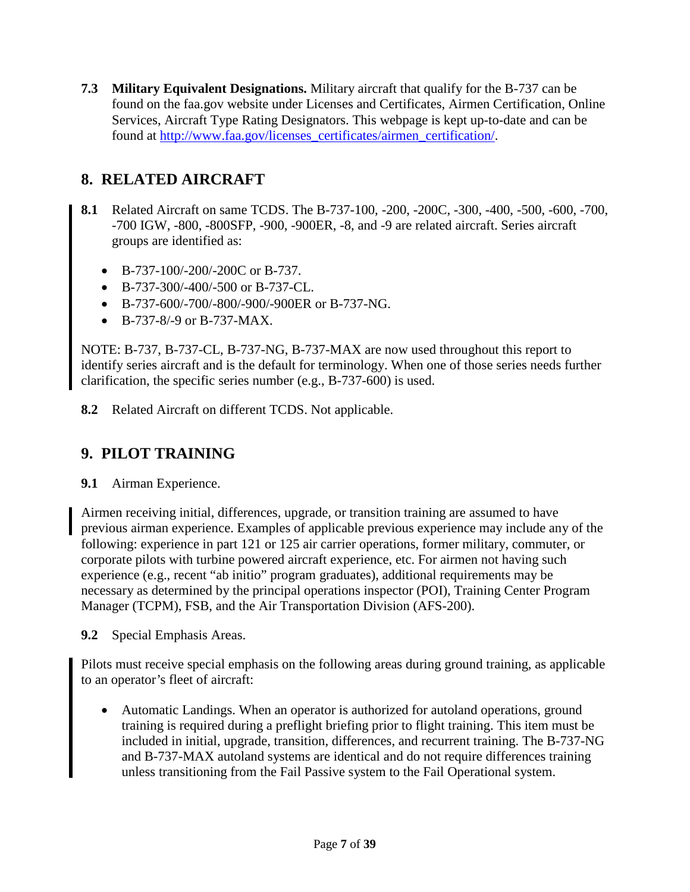**7.3 Military Equivalent Designations.** Military aircraft that qualify for the B-737 can be found on the faa.gov website under Licenses and Certificates, Airmen Certification, Online Services, Aircraft Type Rating Designators. This webpage is kept up-to-date and can be found at [http://www.faa.gov/licenses_certificates/airmen_certification/](http://www.faa.gov/licenses_certificates/airmen_certification/).

## 8. RELATED AIRCRAFT

**8.1** Related Aircraft on same TCDS. The B-737-100, -200, -200C, -300, -400, -500, -600, -700, -700 IGW, -800, -800SFP, -900, -900ER, -8, and -9 are related aircraft. Series aircraft groups are identified as:

- B-737-100/-200/-200C or B-737.
- B-737-300/-400/-500 or B-737-CL.
- B-737-600/-700/-800/-900/-900ER or B-737-NG.
- B-737-8/-9 or B-737-MAX.

NOTE: B-737, B-737-CL, B-737-NG, B-737-MAX are now used throughout this report to identify series aircraft and is the default for terminology. When one of those series needs further clarification, the specific series number (e.g., B-737-600) is used.

**8.2** Related Aircraft on different TCDS. Not applicable.

## 9. PILOT TRAINING

**9.1** Airman Experience.

Airmen receiving initial, differences, upgrade, or transition training are assumed to have previous airman experience. Examples of applicable previous experience may include any of the following: experience in part 121 or 125 air carrier operations, former military, commuter, or corporate pilots with turbine powered aircraft experience, etc. For airmen not having such experience (e.g., recent "ab initio" program graduates), additional requirements may be necessary as determined by the principal operations inspector (POI), Training Center Program Manager (TCPM), FSB, and the Air Transportation Division (AFS-200).

**9.2** Special Emphasis Areas.

Pilots must receive special emphasis on the following areas during ground training, as applicable to an operator's fleet of aircraft:

- Automatic Landings. When an operator is authorized for autoland operations, ground training is required during a preflight briefing prior to flight training. This item must be included in initial, upgrade, transition, differences, and recurrent training. The B-737-NG and B-737-MAX autoland systems are identical and do not require differences training unless transitioning from the Fail Passive system to the Fail Operational system.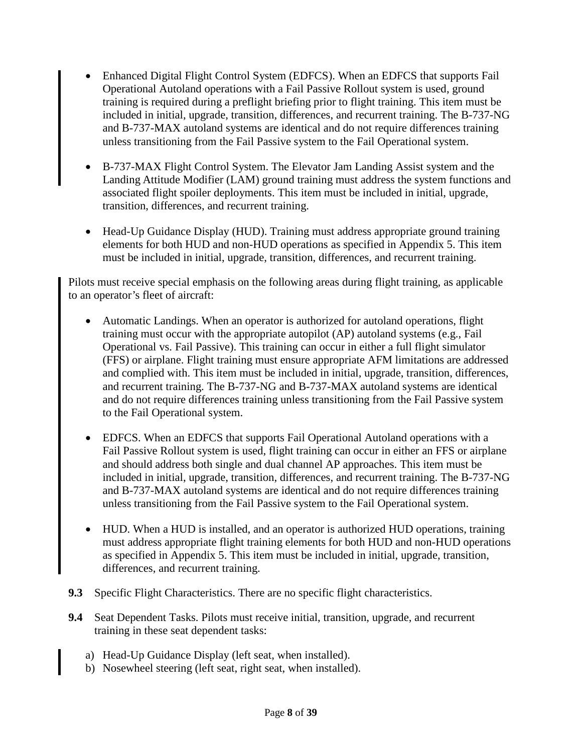- Enhanced Digital Flight Control System (EDFCS). When an EDFCS that supports Fail Operational Autoland operations with a Fail Passive Rollout system is used, ground training is required during a preflight briefing prior to flight training. This item must be included in initial, upgrade, transition, differences, and recurrent training. The B-737-NG and B-737-MAX autoland systems are identical and do not require differences training unless transitioning from the Fail Passive system to the Fail Operational system.

- B-737-MAX Flight Control System. The Elevator Jam Landing Assist system and the Landing Attitude Modifier (LAM) ground training must address the system functions and associated flight spoiler deployments. This item must be included in initial, upgrade, transition, differences, and recurrent training.

- Head-Up Guidance Display (HUD). Training must address appropriate ground training elements for both HUD and non-HUD operations as specified in Appendix 5. This item must be included in initial, upgrade, transition, differences, and recurrent training.

Pilots must receive special emphasis on the following areas during flight training, as applicable to an operator's fleet of aircraft:

- Automatic Landings. When an operator is authorized for autoland operations, flight training must occur with the appropriate autopilot (AP) autoland systems (e.g., Fail Operational vs. Fail Passive). This training can occur in either a full flight simulator (FFS) or airplane. Flight training must ensure appropriate AFM limitations are addressed and complied with. This item must be included in initial, upgrade, transition, differences, and recurrent training. The B-737-NG and B-737-MAX autoland systems are identical and do not require differences training unless transitioning from the Fail Passive system to the Fail Operational system.

- EDFCS. When an EDFCS that supports Fail Operational Autoland operations with a Fail Passive Rollout system is used, flight training can occur in either an FFS or airplane and should address both single and dual channel AP approaches. This item must be included in initial, upgrade, transition, differences, and recurrent training. The B-737-NG and B-737-MAX autoland systems are identical and do not require differences training unless transitioning from the Fail Passive system to the Fail Operational system.

- HUD. When a HUD is installed, and an operator is authorized HUD operations, training must address appropriate flight training elements for both HUD and non-HUD operations as specified in Appendix 5. This item must be included in initial, upgrade, transition, differences, and recurrent training.

**9.3** Specific Flight Characteristics. There are no specific flight characteristics.

**9.4** Seat Dependent Tasks. Pilots must receive initial, transition, upgrade, and recurrent training in these seat dependent tasks:

a) Head-Up Guidance Display (left seat, when installed).
b) Nosewheel steering (left seat, right seat, when installed).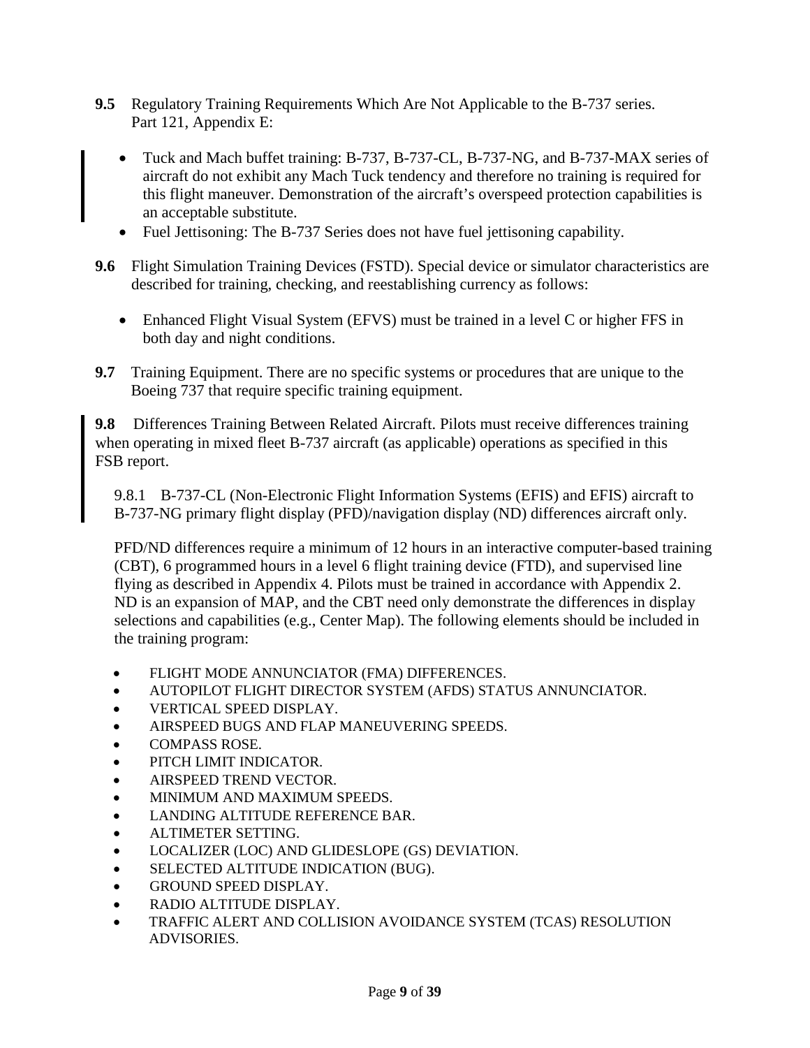**9.5** Regulatory Training Requirements Which Are Not Applicable to the B-737 series. Part 121, Appendix E:

- Tuck and Mach buffet training: B-737, B-737-CL, B-737-NG, and B-737-MAX series of aircraft do not exhibit any Mach Tuck tendency and therefore no training is required for this flight maneuver. Demonstration of the aircraft's overspeed protection capabilities is an acceptable substitute.
- Fuel Jettisoning: The B-737 Series does not have fuel jettisoning capability.

**9.6** Flight Simulation Training Devices (FSTD). Special device or simulator characteristics are described for training, checking, and reestablishing currency as follows:

- Enhanced Flight Visual System (EFVS) must be trained in a level C or higher FFS in both day and night conditions.

**9.7** Training Equipment. There are no specific systems or procedures that are unique to the Boeing 737 that require specific training equipment.

**9.8** Differences Training Between Related Aircraft. Pilots must receive differences training when operating in mixed fleet B-737 aircraft (as applicable) operations as specified in this FSB report.

9.8.1 B-737-CL (Non-Electronic Flight Information Systems (EFIS) and EFIS) aircraft to B-737-NG primary flight display (PFD)/navigation display (ND) differences aircraft only.

PFD/ND differences require a minimum of 12 hours in an interactive computer-based training (CBT), 6 programmed hours in a level 6 flight training device (FTD), and supervised line flying as described in Appendix 4. Pilots must be trained in accordance with Appendix 2. ND is an expansion of MAP, and the CBT need only demonstrate the differences in display selections and capabilities (e.g., Center Map). The following elements should be included in the training program:

- FLIGHT MODE ANNUNCIATOR (FMA) DIFFERENCES.
- AUTOPILOT FLIGHT DIRECTOR SYSTEM (AFDS) STATUS ANNUNCIATOR.
- VERTICAL SPEED DISPLAY.
- AIRSPEED BUGS AND FLAP MANEUVERING SPEEDS.
- COMPASS ROSE.
- PITCH LIMIT INDICATOR.
- AIRSPEED TREND VECTOR.
- MINIMUM AND MAXIMUM SPEEDS.
- LANDING ALTITUDE REFERENCE BAR.
- ALTIMETER SETTING.
- LOCALIZER (LOC) AND GLIDESLOPE (GS) DEVIATION.
- SELECTED ALTITUDE INDICATION (BUG).
- GROUND SPEED DISPLAY.
- RADIO ALTITUDE DISPLAY.
- TRAFFIC ALERT AND COLLISION AVOIDANCE SYSTEM (TCAS) RESOLUTION ADVISORIES.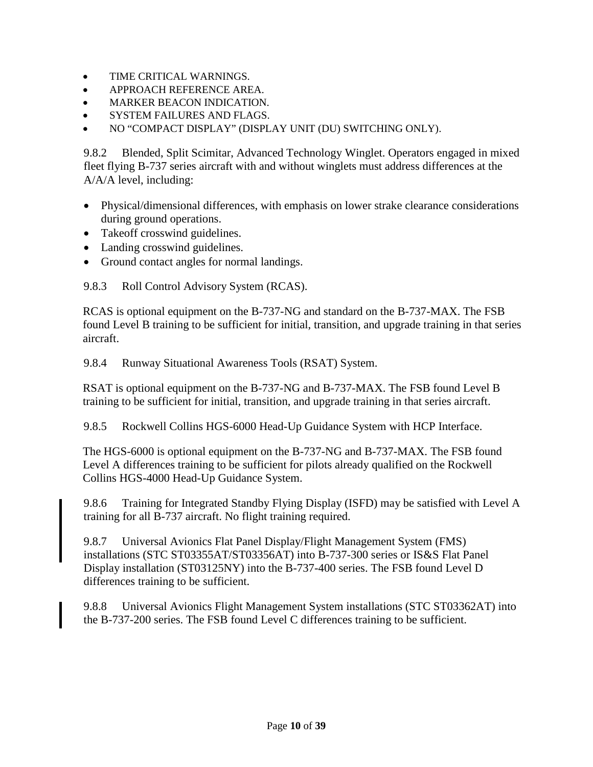- TIME CRITICAL WARNINGS.
- APPROACH REFERENCE AREA.
- MARKER BEACON INDICATION.
- SYSTEM FAILURES AND FLAGS.
- NO "COMPACT DISPLAY" (DISPLAY UNIT (DU) SWITCHING ONLY).

9.8.2 Blended, Split Scimitar, Advanced Technology Winglet. Operators engaged in mixed fleet flying B-737 series aircraft with and without winglets must address differences at the A/A/A level, including:

- Physical/dimensional differences, with emphasis on lower strake clearance considerations during ground operations.
- Takeoff crosswind guidelines.
- Landing crosswind guidelines.
- Ground contact angles for normal landings.

9.8.3 Roll Control Advisory System (RCAS).

RCAS is optional equipment on the B-737-NG and standard on the B-737-MAX. The FSB found Level B training to be sufficient for initial, transition, and upgrade training in that series aircraft.

9.8.4 Runway Situational Awareness Tools (RSAT) System.

RSAT is optional equipment on the B-737-NG and B-737-MAX. The FSB found Level B training to be sufficient for initial, transition, and upgrade training in that series aircraft.

9.8.5 Rockwell Collins HGS-6000 Head-Up Guidance System with HCP Interface.

The HGS-6000 is optional equipment on the B-737-NG and B-737-MAX. The FSB found Level A differences training to be sufficient for pilots already qualified on the Rockwell Collins HGS-4000 Head-Up Guidance System.

9.8.6 Training for Integrated Standby Flying Display (ISFD) may be satisfied with Level A training for all B-737 aircraft. No flight training required.

9.8.7 Universal Avionics Flat Panel Display/Flight Management System (FMS) installations (STC ST03355AT/ST03356AT) into B-737-300 series or IS&S Flat Panel Display installation (ST03125NY) into the B-737-400 series. The FSB found Level D differences training to be sufficient.

9.8.8 Universal Avionics Flight Management System installations (STC ST03362AT) into the B-737-200 series. The FSB found Level C differences training to be sufficient.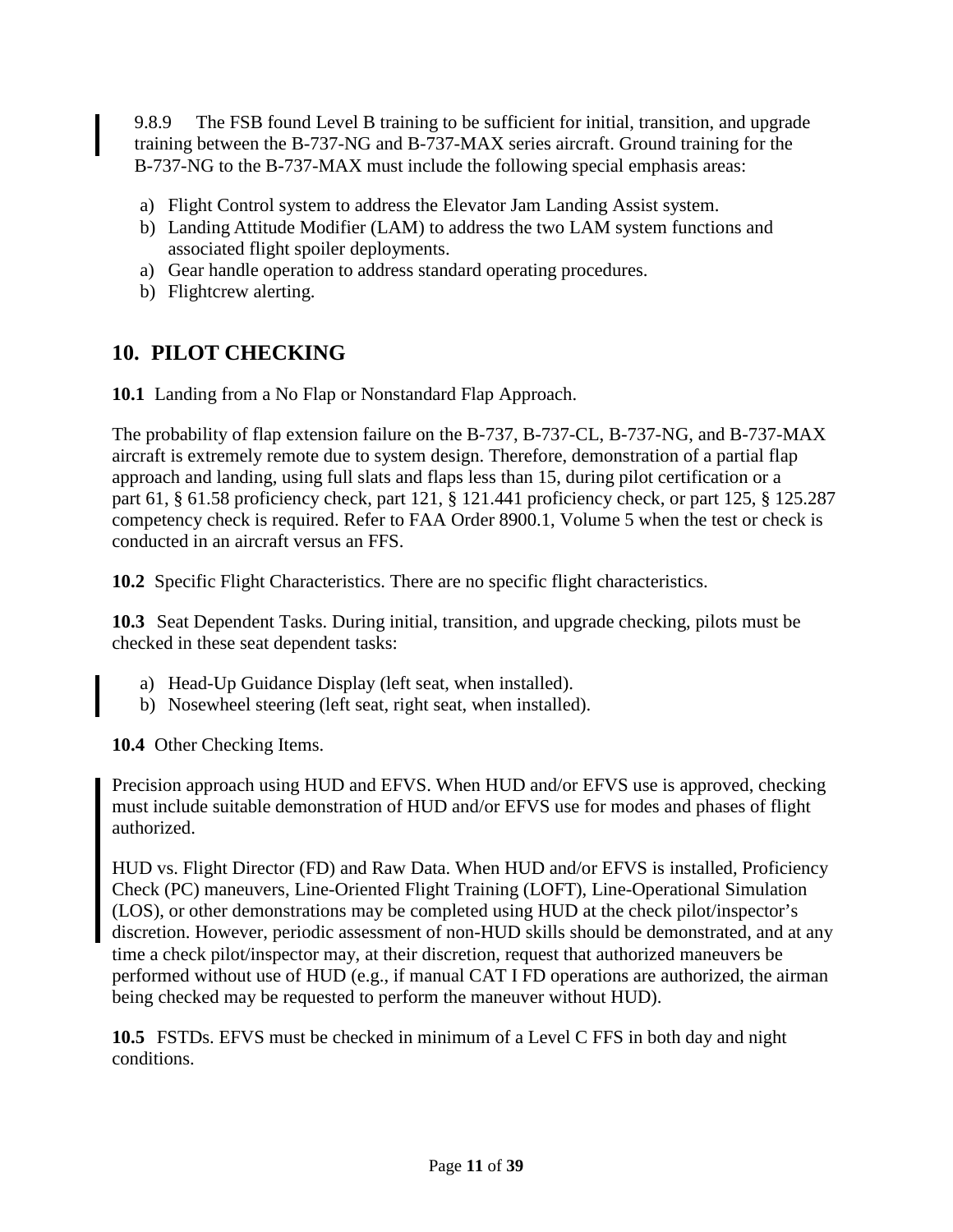9.8.9 The FSB found Level B training to be sufficient for initial, transition, and upgrade training between the B-737-NG and B-737-MAX series aircraft. Ground training for the B-737-NG to the B-737-MAX must include the following special emphasis areas:

a) Flight Control system to address the Elevator Jam Landing Assist system.
b) Landing Attitude Modifier (LAM) to address the two LAM system functions and associated flight spoiler deployments.
a) Gear handle operation to address standard operating procedures.
b) Flightcrew alerting.

## 10. PILOT CHECKING

**10.1** Landing from a No Flap or Nonstandard Flap Approach.

The probability of flap extension failure on the B-737, B-737-CL, B-737-NG, and B-737-MAX aircraft is extremely remote due to system design. Therefore, demonstration of a partial flap approach and landing, using full slats and flaps less than 15, during pilot certification or a part 61, § 61.58 proficiency check, part 121, § 121.441 proficiency check, or part 125, § 125.287 competency check is required. Refer to FAA Order 8900.1, Volume 5 when the test or check is conducted in an aircraft versus an FFS.

**10.2** Specific Flight Characteristics. There are no specific flight characteristics.

**10.3** Seat Dependent Tasks. During initial, transition, and upgrade checking, pilots must be checked in these seat dependent tasks:

a) Head-Up Guidance Display (left seat, when installed).
b) Nosewheel steering (left seat, right seat, when installed).

**10.4** Other Checking Items.

Precision approach using HUD and EFVS. When HUD and/or EFVS use is approved, checking must include suitable demonstration of HUD and/or EFVS use for modes and phases of flight authorized.

HUD vs. Flight Director (FD) and Raw Data. When HUD and/or EFVS is installed, Proficiency Check (PC) maneuvers, Line-Oriented Flight Training (LOFT), Line-Operational Simulation (LOS), or other demonstrations may be completed using HUD at the check pilot/inspector's discretion. However, periodic assessment of non-HUD skills should be demonstrated, and at any time a check pilot/inspector may, at their discretion, request that authorized maneuvers be performed without use of HUD (e.g., if manual CAT I FD operations are authorized, the airman being checked may be requested to perform the maneuver without HUD).

**10.5** FSTDs. EFVS must be checked in minimum of a Level C FFS in both day and night conditions.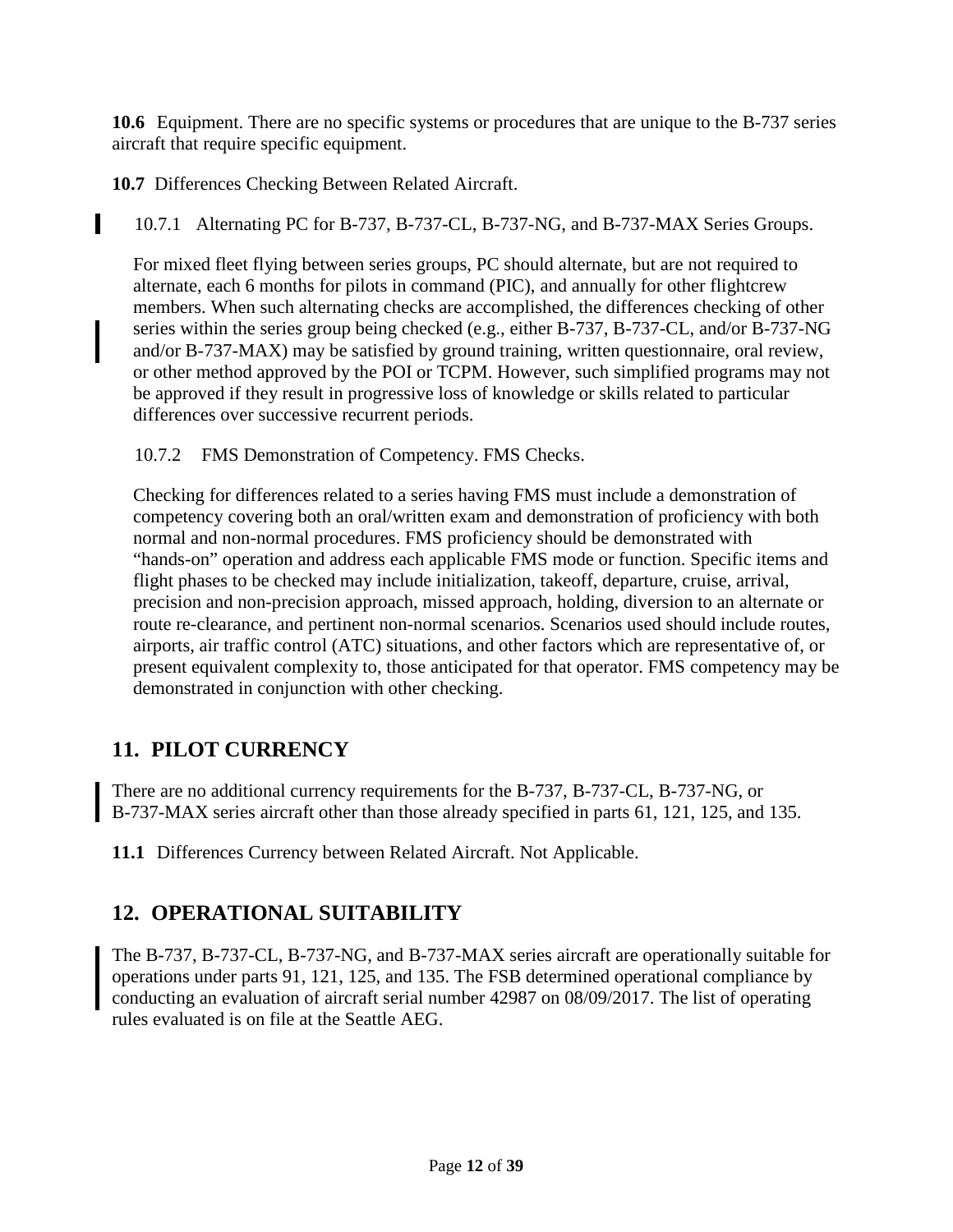**10.6** Equipment. There are no specific systems or procedures that are unique to the B-737 series aircraft that require specific equipment.

**10.7** Differences Checking Between Related Aircraft.

10.7.1 Alternating PC for B-737, B-737-CL, B-737-NG, and B-737-MAX Series Groups.

For mixed fleet flying between series groups, PC should alternate, but are not required to alternate, each 6 months for pilots in command (PIC), and annually for other flightcrew members. When such alternating checks are accomplished, the differences checking of other series within the series group being checked (e.g., either B-737, B-737-CL, and/or B-737-NG and/or B-737-MAX) may be satisfied by ground training, written questionnaire, oral review, or other method approved by the POI or TCPM. However, such simplified programs may not be approved if they result in progressive loss of knowledge or skills related to particular differences over successive recurrent periods.

10.7.2 FMS Demonstration of Competency. FMS Checks.

Checking for differences related to a series having FMS must include a demonstration of competency covering both an oral/written exam and demonstration of proficiency with both normal and non-normal procedures. FMS proficiency should be demonstrated with "hands-on" operation and address each applicable FMS mode or function. Specific items and flight phases to be checked may include initialization, takeoff, departure, cruise, arrival, precision and non-precision approach, missed approach, holding, diversion to an alternate or route re-clearance, and pertinent non-normal scenarios. Scenarios used should include routes, airports, air traffic control (ATC) situations, and other factors which are representative of, or present equivalent complexity to, those anticipated for that operator. FMS competency may be demonstrated in conjunction with other checking.

## 11. PILOT CURRENCY

There are no additional currency requirements for the B-737, B-737-CL, B-737-NG, or B-737-MAX series aircraft other than those already specified in parts 61, 121, 125, and 135.

**11.1** Differences Currency between Related Aircraft. Not Applicable.

## 12. OPERATIONAL SUITABILITY

The B-737, B-737-CL, B-737-NG, and B-737-MAX series aircraft are operationally suitable for operations under parts 91, 121, 125, and 135. The FSB determined operational compliance by conducting an evaluation of aircraft serial number 42987 on 08/09/2017. The list of operating rules evaluated is on file at the Seattle AEG.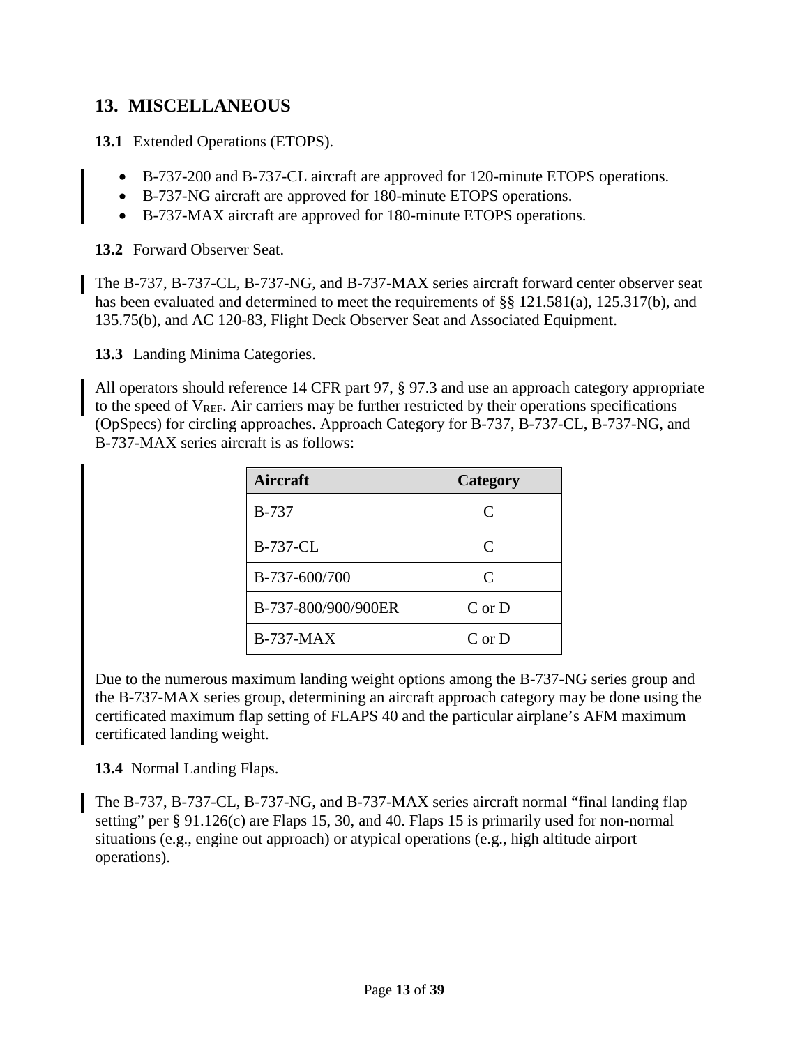## 13. MISCELLANEOUS

**13.1** Extended Operations (ETOPS).

- B-737-200 and B-737-CL aircraft are approved for 120-minute ETOPS operations.
- B-737-NG aircraft are approved for 180-minute ETOPS operations.
- B-737-MAX aircraft are approved for 180-minute ETOPS operations.

**13.2** Forward Observer Seat.

The B-737, B-737-CL, B-737-NG, and B-737-MAX series aircraft forward center observer seat has been evaluated and determined to meet the requirements of §§ 121.581(a), 125.317(b), and 135.75(b), and AC 120-83, Flight Deck Observer Seat and Associated Equipment.

**13.3** Landing Minima Categories.

All operators should reference 14 CFR part 97, § 97.3 and use an approach category appropriate to the speed of $V_{REF}$. Air carriers may be further restricted by their operations specifications (OpSpecs) for circling approaches. Approach Category for B-737, B-737-CL, B-737-NG, and B-737-MAX series aircraft is as follows:

| Aircraft | Category |
| --- | --- |
| B-737 | C |
| B-737-CL | C |
| B-737-600/700 | C |
| B-737-800/900/900ER | C or D |
| B-737-MAX | C or D |

Due to the numerous maximum landing weight options among the B-737-NG series group and the B-737-MAX series group, determining an aircraft approach category may be done using the certificated maximum flap setting of FLAPS 40 and the particular airplane's AFM maximum certificated landing weight.

**13.4** Normal Landing Flaps.

The B-737, B-737-CL, B-737-NG, and B-737-MAX series aircraft normal "final landing flap setting" per § 91.126(c) are Flaps 15, 30, and 40. Flaps 15 is primarily used for non-normal situations (e.g., engine out approach) or atypical operations (e.g., high altitude airport operations).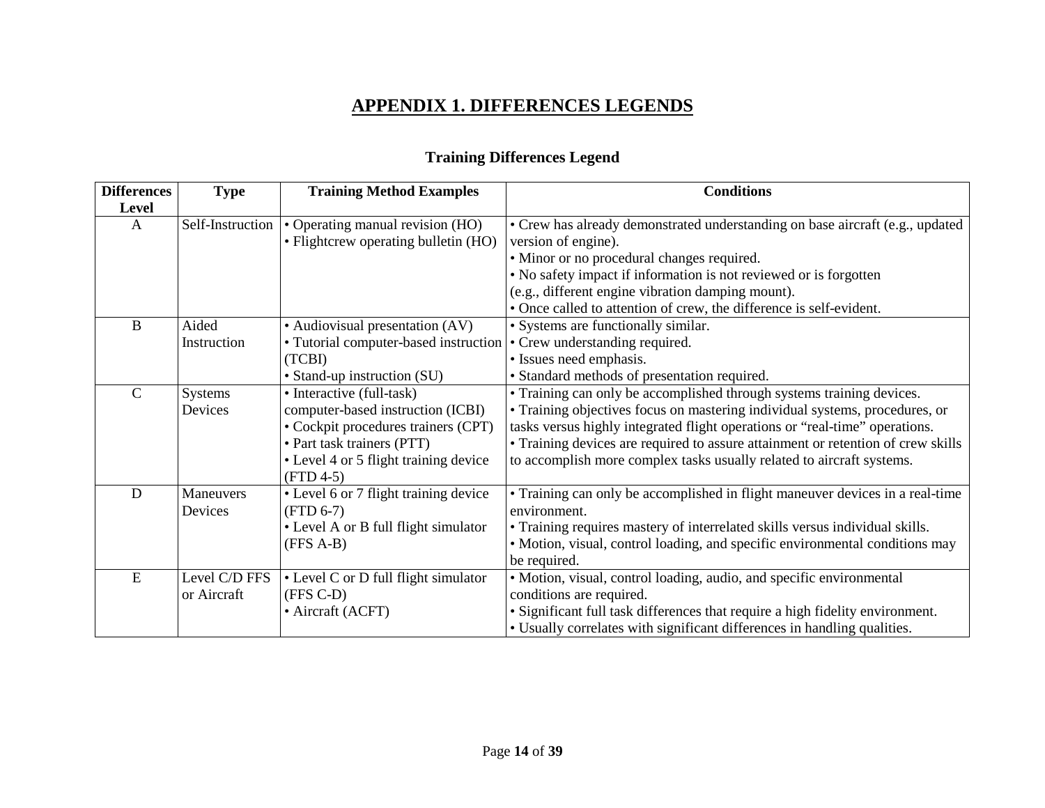# APPENDIX 1. DIFFERENCES LEGENDS

## Training Differences Legend

| Differences Level | Type | Training Method Examples | Conditions |
|---|---|---|---|
| A | Self-Instruction | • Operating manual revision (HO)<br>• Flightcrew operating bulletin (HO) | • Crew has already demonstrated understanding on base aircraft (e.g., updated version of engine).<br>• Minor or no procedural changes required.<br>• No safety impact if information is not reviewed or is forgotten (e.g., different engine vibration damping mount).<br>• Once called to attention of crew, the difference is self-evident. |
| B | Aided Instruction | • Audiovisual presentation (AV)<br>• Tutorial computer-based instruction (TCBI)<br>• Stand-up instruction (SU) | • Systems are functionally similar.<br>• Crew understanding required.<br>• Issues need emphasis.<br>• Standard methods of presentation required. |
| C | Systems Devices | • Interactive (full-task) computer-based instruction (ICBI)<br>• Cockpit procedures trainers (CPT)<br>• Part task trainers (PTT)<br>• Level 4 or 5 flight training device (FTD 4-5) | • Training can only be accomplished through systems training devices.<br>• Training objectives focus on mastering individual systems, procedures, or tasks versus highly integrated flight operations or "real-time" operations.<br>• Training devices are required to assure attainment or retention of crew skills to accomplish more complex tasks usually related to aircraft systems. |
| D | Maneuvers Devices | • Level 6 or 7 flight training device (FTD 6-7)<br>• Level A or B full flight simulator (FFS A-B) | • Training can only be accomplished in flight maneuver devices in a real-time environment.<br>• Training requires mastery of interrelated skills versus individual skills.<br>• Motion, visual, control loading, and specific environmental conditions may be required. |
| E | Level C/D FFS or Aircraft | • Level C or D full flight simulator (FFS C-D)<br>• Aircraft (ACFT) | • Motion, visual, control loading, audio, and specific environmental conditions are required.<br>• Significant full task differences that require a high fidelity environment.<br>• Usually correlates with significant differences in handling qualities. |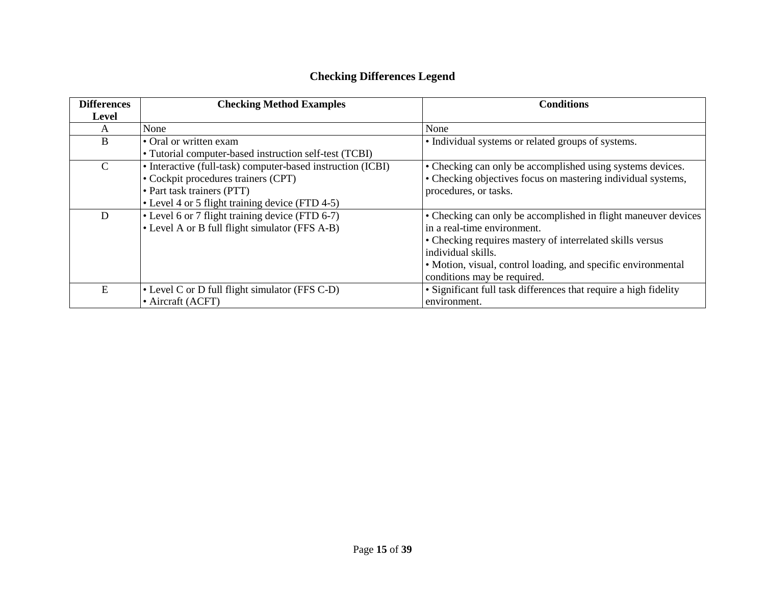## Checking Differences Legend

| Differences Level | Checking Method Examples | Conditions |
|---|---|---|
| A | None | None |
| B | • Oral or written exam<br>• Tutorial computer-based instruction self-test (TCBI) | • Individual systems or related groups of systems. |
| C | • Interactive (full-task) computer-based instruction (ICBI)<br>• Cockpit procedures trainers (CPT)<br>• Part task trainers (PTT)<br>• Level 4 or 5 flight training device (FTD 4-5) | • Checking can only be accomplished using systems devices.<br>• Checking objectives focus on mastering individual systems, procedures, or tasks. |
| D | • Level 6 or 7 flight training device (FTD 6-7)<br>• Level A or B full flight simulator (FFS A-B) | • Checking can only be accomplished in flight maneuver devices in a real-time environment.<br>• Checking requires mastery of interrelated skills versus individual skills.<br>• Motion, visual, control loading, and specific environmental conditions may be required. |
| E | • Level C or D full flight simulator (FFS C-D)<br>• Aircraft (ACFT) | • Significant full task differences that require a high fidelity environment. |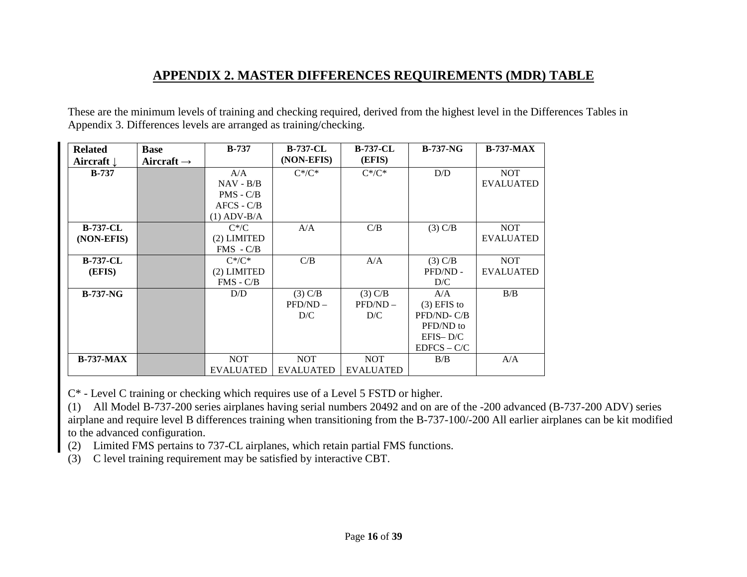## APPENDIX 2. MASTER DIFFERENCES REQUIREMENTS (MDR) TABLE

These are the minimum levels of training and checking required, derived from the highest level in the Differences Tables in Appendix 3. Differences levels are arranged as training/checking.

| Related Aircraft ↓ | Base Aircraft → | B-737 | B-737-CL (NON-EFIS) | B-737-CL (EFIS) | B-737-NG | B-737-MAX |
|---|---|---|---|---|---|---|
| B-737 | | A/A<br>NAV - B/B<br>PMS - C/B<br>AFCS - C/B<br>(1) ADV-B/A | C*/C* | C*/C* | D/D | NOT EVALUATED |
| B-737-CL (NON-EFIS) | | C*/C<br>(2) LIMITED FMS - C/B | A/A | C/B | (3) C/B | NOT EVALUATED |
| B-737-CL (EFIS) | | C*/C*<br>(2) LIMITED FMS - C/B | C/B | A/A | (3) C/B<br>PFD/ND - D/C | NOT EVALUATED |
| B-737-NG | | D/D | (3) C/B<br>PFD/ND – D/C | (3) C/B<br>PFD/ND – D/C | A/A<br>(3) EFIS to PFD/ND- C/B<br>PFD/ND to EFIS– D/C<br>EDFCS – C/C | B/B |
| B-737-MAX | | NOT EVALUATED | NOT EVALUATED | NOT EVALUATED | B/B | A/A |

C* - Level C training or checking which requires use of a Level 5 FSTD or higher.

(1) All Model B-737-200 series airplanes having serial numbers 20492 and on are of the -200 advanced (B-737-200 ADV) series airplane and require level B differences training when transitioning from the B-737-100/-200 All earlier airplanes can be kit modified to the advanced configuration.

(2) Limited FMS pertains to 737-CL airplanes, which retain partial FMS functions.

(3) C level training requirement may be satisfied by interactive CBT.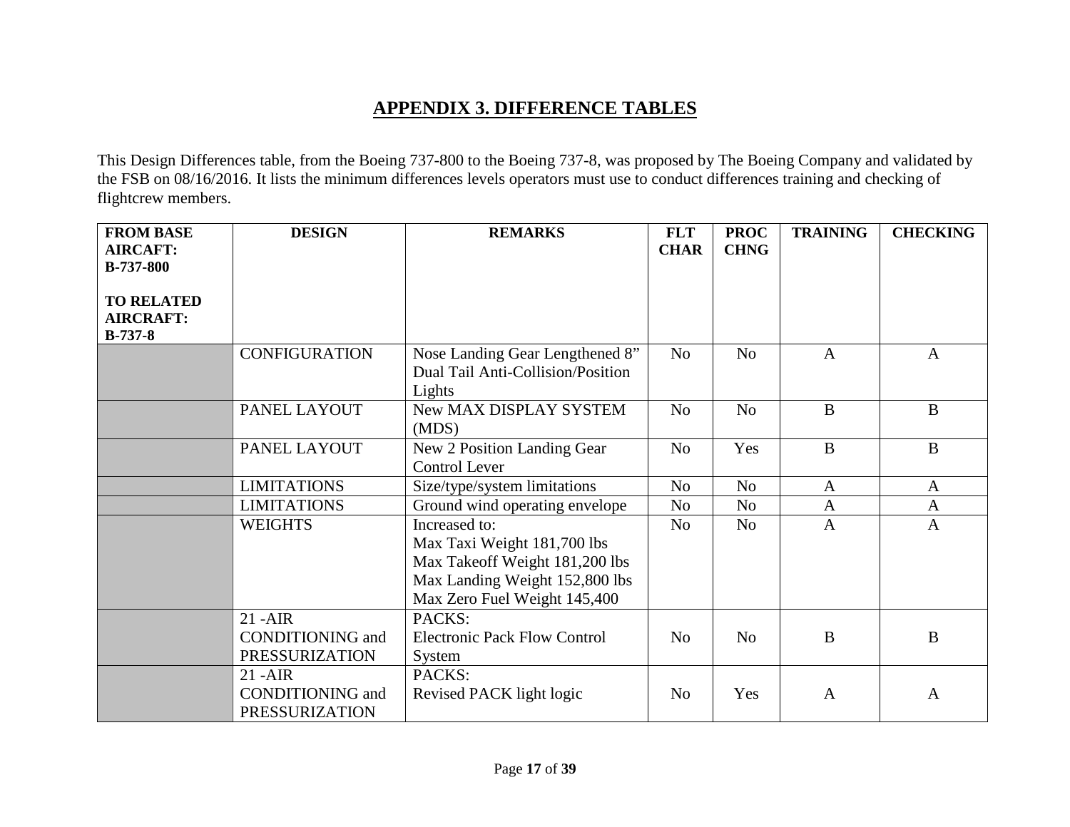## APPENDIX 3. DIFFERENCE TABLES

This Design Differences table, from the Boeing 737-800 to the Boeing 737-8, was proposed by The Boeing Company and validated by the FSB on 08/16/2016. It lists the minimum differences levels operators must use to conduct differences training and checking of flightcrew members.

| FROM BASE AIRCAFT: B-737-800<br><br>TO RELATED AIRCRAFT: B-737-8 | DESIGN | REMARKS | FLT CHAR | PROC CHNG | TRAINING | CHECKING |
|---|---|---|---|---|---|---|
| | CONFIGURATION | Nose Landing Gear Lengthened 8”<br>Dual Tail Anti-Collision/Position Lights | No | No | A | A |
| | PANEL LAYOUT | New MAX DISPLAY SYSTEM (MDS) | No | No | B | B |
| | PANEL LAYOUT | New 2 Position Landing Gear Control Lever | No | Yes | B | B |
| | LIMITATIONS | Size/type/system limitations | No | No | A | A |
| | LIMITATIONS | Ground wind operating envelope | No | No | A | A |
| | WEIGHTS | Increased to:<br>Max Taxi Weight 181,700 lbs<br>Max Takeoff Weight 181,200 lbs<br>Max Landing Weight 152,800 lbs<br>Max Zero Fuel Weight 145,400 | No | No | A | A |
| | 21 -AIR CONDITIONING and PRESSURIZATION | PACKS:<br>Electronic Pack Flow Control System | No | No | B | B |
| | 21 -AIR CONDITIONING and PRESSURIZATION | PACKS:<br>Revised PACK light logic | No | Yes | A | A |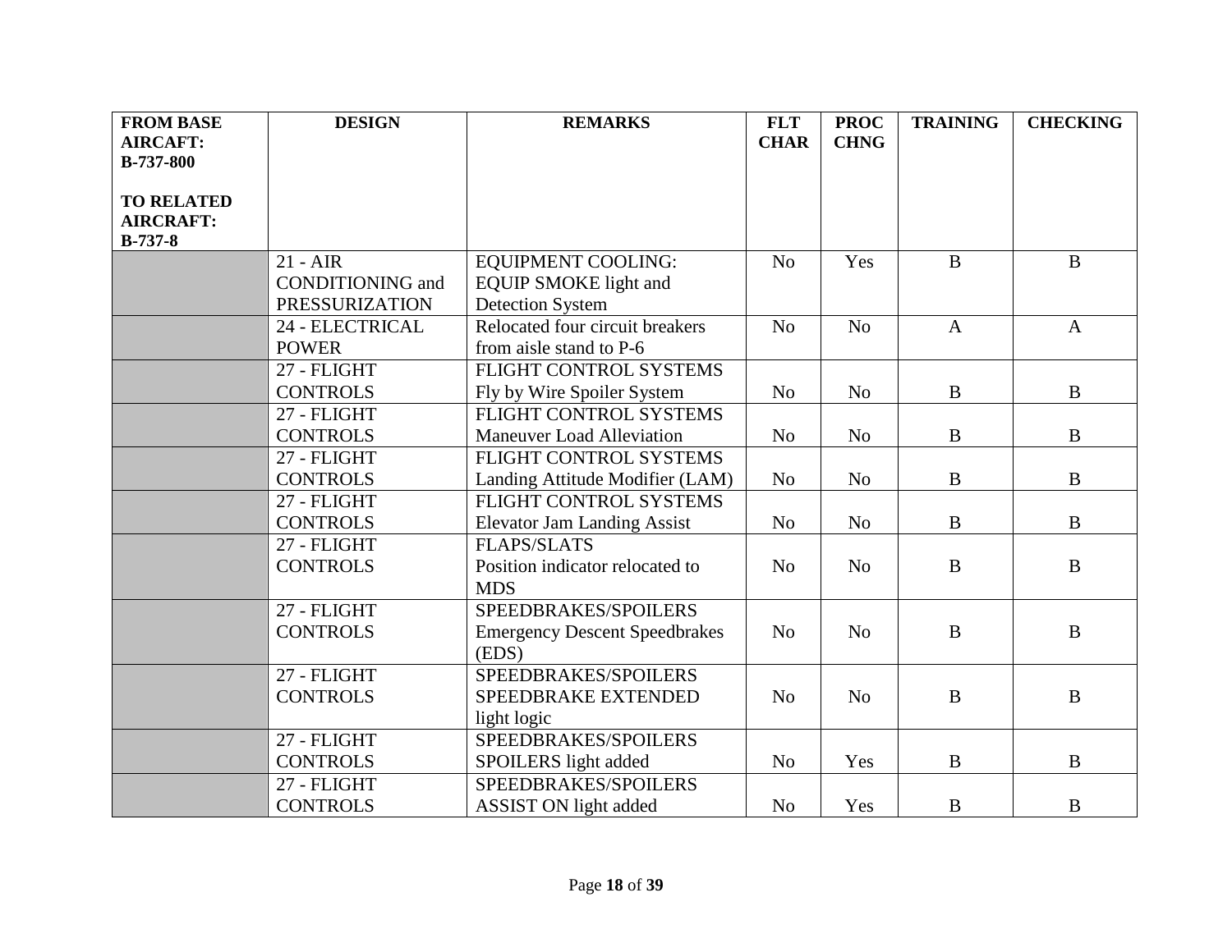| FROM BASE AIRCRAFT: B-737-800<br><br>TO RELATED AIRCRAFT: B-737-8 | DESIGN | REMARKS | FLT CHAR | PROC CHNG | TRAINING | CHECKING |
|---|---|---|---|---|---|---|
| | 21 - AIR CONDITIONING and PRESSURIZATION | EQUIPMENT COOLING: EQUIP SMOKE light and Detection System | No | Yes | B | B |
| | 24 - ELECTRICAL POWER | Relocated four circuit breakers from aisle stand to P-6 | No | No | A | A |
| | 27 - FLIGHT CONTROLS | FLIGHT CONTROL SYSTEMS Fly by Wire Spoiler System | No | No | B | B |
| | 27 - FLIGHT CONTROLS | FLIGHT CONTROL SYSTEMS Maneuver Load Alleviation | No | No | B | B |
| | 27 - FLIGHT CONTROLS | FLIGHT CONTROL SYSTEMS Landing Attitude Modifier (LAM) | No | No | B | B |
| | 27 - FLIGHT CONTROLS | FLIGHT CONTROL SYSTEMS Elevator Jam Landing Assist | No | No | B | B |
| | 27 - FLIGHT CONTROLS | FLAPS/SLATS Position indicator relocated to MDS | No | No | B | B |
| | 27 - FLIGHT CONTROLS | SPEEDBRAKES/SPOILERS Emergency Descent Speedbrakes (EDS) | No | No | B | B |
| | 27 - FLIGHT CONTROLS | SPEEDBRAKES/SPOILERS SPEEDBRAKE EXTENDED light logic | No | No | B | B |
| | 27 - FLIGHT CONTROLS | SPEEDBRAKES/SPOILERS SPOILERS light added | No | Yes | B | B |
| | 27 - FLIGHT CONTROLS | SPEEDBRAKES/SPOILERS ASSIST ON light added | No | Yes | B | B |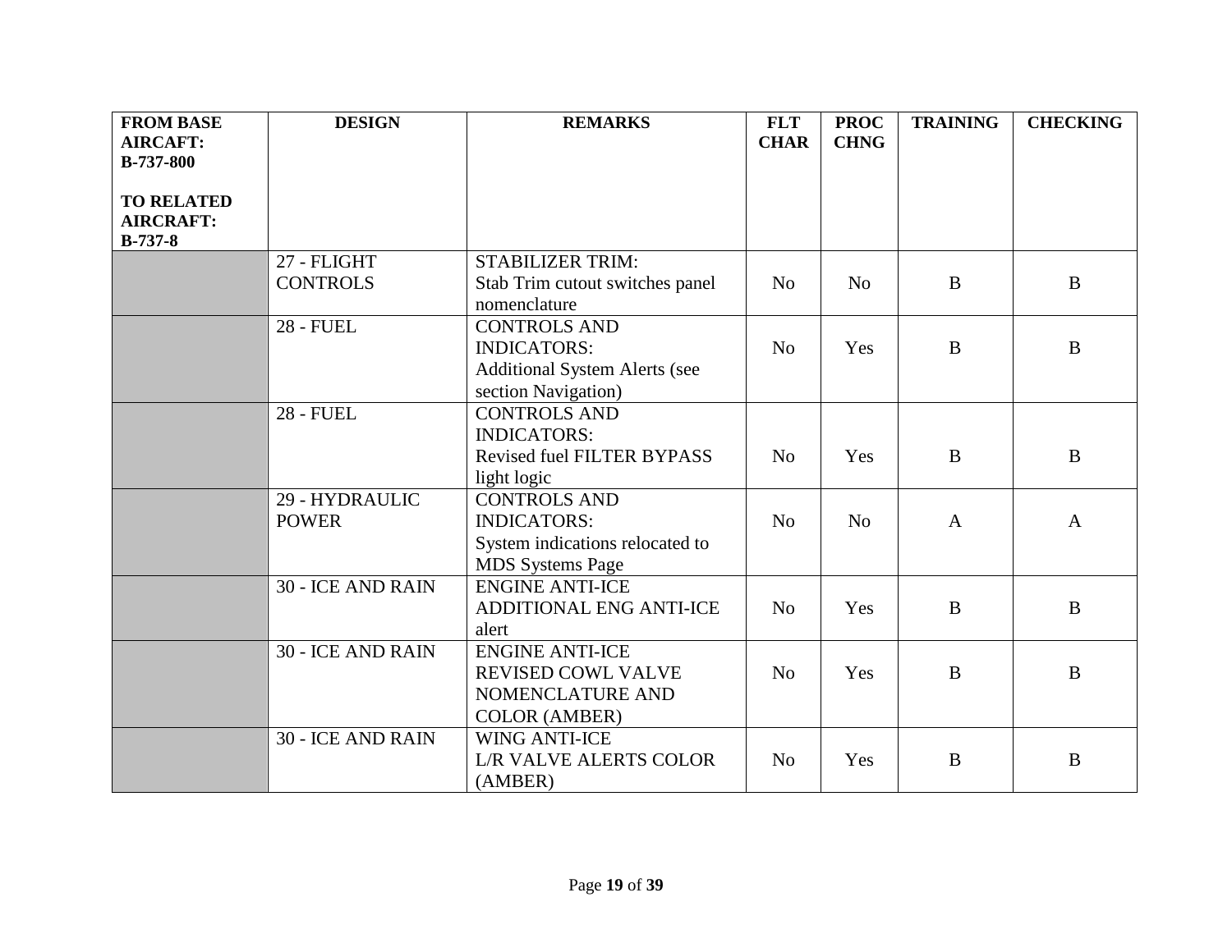| FROM BASE AIRCRAFT: B-737-800<br><br>TO RELATED AIRCRAFT: B-737-8 | DESIGN | REMARKS | FLT CHAR | PROC CHNG | TRAINING | CHECKING |
|---|---|---|---|---|---|---|
| | 27 - FLIGHT CONTROLS | STABILIZER TRIM: Stab Trim cutout switches panel nomenclature | No | No | B | B |
| | 28 - FUEL | CONTROLS AND INDICATORS: Additional System Alerts (see section Navigation) | No | Yes | B | B |
| | 28 - FUEL | CONTROLS AND INDICATORS: Revised fuel FILTER BYPASS light logic | No | Yes | B | B |
| | 29 - HYDRAULIC POWER | CONTROLS AND INDICATORS: System indications relocated to MDS Systems Page | No | No | A | A |
| | 30 - ICE AND RAIN | ENGINE ANTI-ICE ADDITIONAL ENG ANTI-ICE alert | No | Yes | B | B |
| | 30 - ICE AND RAIN | ENGINE ANTI-ICE REVISED COWL VALVE NOMENCLATURE AND COLOR (AMBER) | No | Yes | B | B |
| | 30 - ICE AND RAIN | WING ANTI-ICE L/R VALVE ALERTS COLOR (AMBER) | No | Yes | B | B |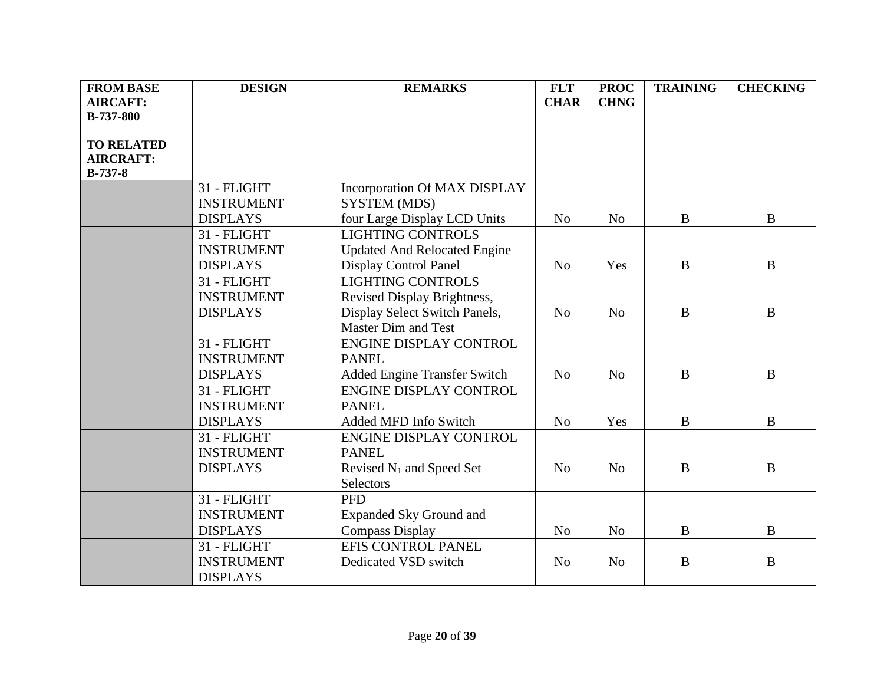| FROM BASE AIRCRAFT: B-737-800<br><br>TO RELATED AIRCRAFT: B-737-8 | DESIGN | REMARKS | FLT CHAR | PROC CHNG | TRAINING | CHECKING |
|---|---|---|---|---|---|---|
| | 31 - FLIGHT INSTRUMENT DISPLAYS | Incorporation Of MAX DISPLAY SYSTEM (MDS) four Large Display LCD Units | No | No | B | B |
| | 31 - FLIGHT INSTRUMENT DISPLAYS | LIGHTING CONTROLS Updated And Relocated Engine Display Control Panel | No | Yes | B | B |
| | 31 - FLIGHT INSTRUMENT DISPLAYS | LIGHTING CONTROLS Revised Display Brightness, Display Select Switch Panels, Master Dim and Test | No | No | B | B |
| | 31 - FLIGHT INSTRUMENT DISPLAYS | ENGINE DISPLAY CONTROL PANEL Added Engine Transfer Switch | No | No | B | B |
| | 31 - FLIGHT INSTRUMENT DISPLAYS | ENGINE DISPLAY CONTROL PANEL Added MFD Info Switch | No | Yes | B | B |
| | 31 - FLIGHT INSTRUMENT DISPLAYS | ENGINE DISPLAY CONTROL PANEL Revised $N_1$ and Speed Set Selectors | No | No | B | B |
| | 31 - FLIGHT INSTRUMENT DISPLAYS | PFD Expanded Sky Ground and Compass Display | No | No | B | B |
| | 31 - FLIGHT INSTRUMENT DISPLAYS | EFIS CONTROL PANEL Dedicated VSD switch | No | No | B | B |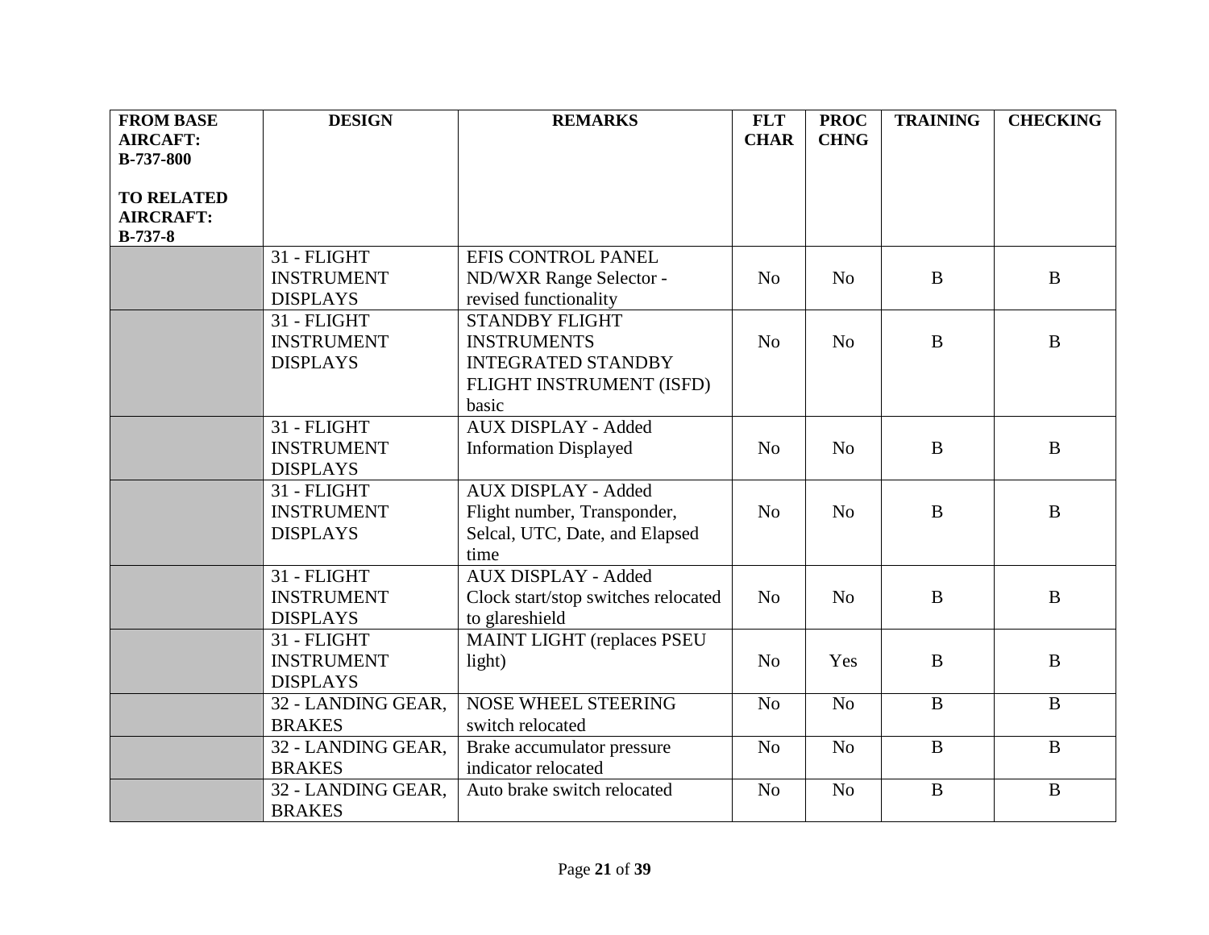| FROM BASE AIRCRAFT: B-737-800<br><br>TO RELATED AIRCRAFT: B-737-8 | DESIGN | REMARKS | FLT CHAR | PROC CHNG | TRAINING | CHECKING |
|---|---|---|---|---|---|---|
| | 31 - FLIGHT INSTRUMENT DISPLAYS | EFIS CONTROL PANEL ND/WXR Range Selector - revised functionality | No | No | B | B |
| | 31 - FLIGHT INSTRUMENT DISPLAYS | STANDBY FLIGHT INSTRUMENTS INTEGRATED STANDBY FLIGHT INSTRUMENT (ISFD) basic | No | No | B | B |
| | 31 - FLIGHT INSTRUMENT DISPLAYS | AUX DISPLAY - Added Information Displayed | No | No | B | B |
| | 31 - FLIGHT INSTRUMENT DISPLAYS | AUX DISPLAY - Added Flight number, Transponder, Selcal, UTC, Date, and Elapsed time | No | No | B | B |
| | 31 - FLIGHT INSTRUMENT DISPLAYS | AUX DISPLAY - Added Clock start/stop switches relocated to glareshield | No | No | B | B |
| | 31 - FLIGHT INSTRUMENT DISPLAYS | MAINT LIGHT (replaces PSEU light) | No | Yes | B | B |
| | 32 - LANDING GEAR, BRAKES | NOSE WHEEL STEERING switch relocated | No | No | B | B |
| | 32 - LANDING GEAR, BRAKES | Brake accumulator pressure indicator relocated | No | No | B | B |
| | 32 - LANDING GEAR, BRAKES | Auto brake switch relocated | No | No | B | B |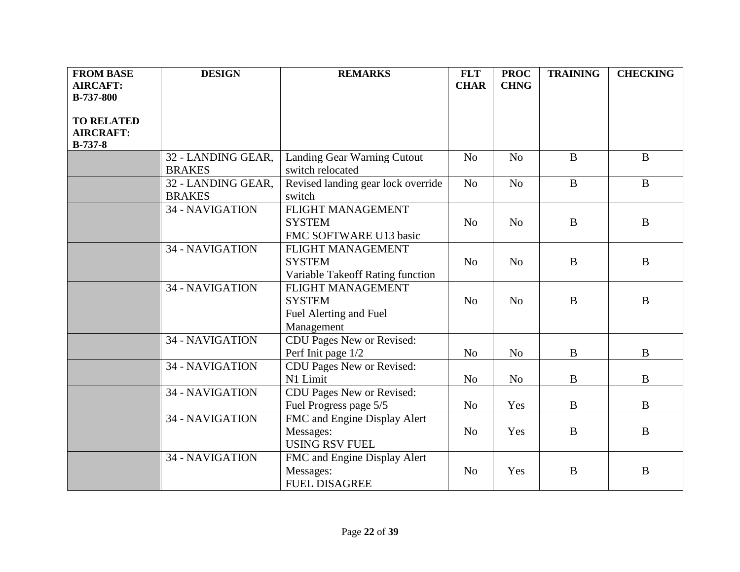| FROM BASE AIRCRAFT: B-737-800<br><br>TO RELATED AIRCRAFT: B-737-8 | DESIGN | REMARKS | FLT CHAR | PROC CHNG | TRAINING | CHECKING |
|---|---|---|---|---|---|---|
| | 32 - LANDING GEAR, BRAKES | Landing Gear Warning Cutout switch relocated | No | No | B | B |
| | 32 - LANDING GEAR, BRAKES | Revised landing gear lock override switch | No | No | B | B |
| | 34 - NAVIGATION | FLIGHT MANAGEMENT SYSTEM<br>FMC SOFTWARE U13 basic | No | No | B | B |
| | 34 - NAVIGATION | FLIGHT MANAGEMENT SYSTEM<br>Variable Takeoff Rating function | No | No | B | B |
| | 34 - NAVIGATION | FLIGHT MANAGEMENT SYSTEM<br>Fuel Alerting and Fuel Management | No | No | B | B |
| | 34 - NAVIGATION | CDU Pages New or Revised:<br>Perf Init page 1/2 | No | No | B | B |
| | 34 - NAVIGATION | CDU Pages New or Revised:<br>N1 Limit | No | No | B | B |
| | 34 - NAVIGATION | CDU Pages New or Revised:<br>Fuel Progress page 5/5 | No | Yes | B | B |
| | 34 - NAVIGATION | FMC and Engine Display Alert Messages:<br>USING RSV FUEL | No | Yes | B | B |
| | 34 - NAVIGATION | FMC and Engine Display Alert Messages:<br>FUEL DISAGREE | No | Yes | B | B |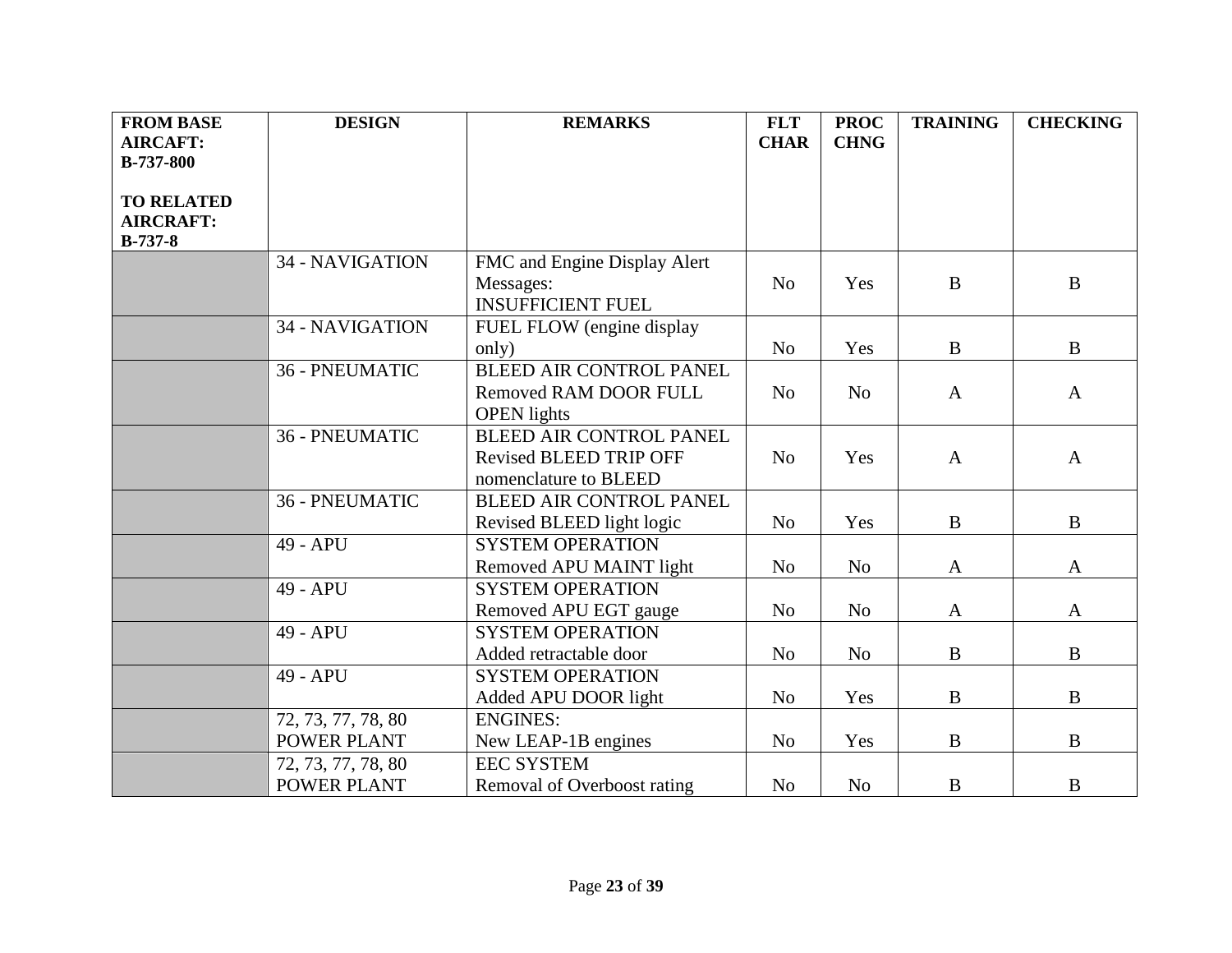| FROM BASE AIRCRAFT: B-737-800<br><br>TO RELATED AIRCRAFT: B-737-8 | DESIGN | REMARKS | FLT CHAR | PROC CHNG | TRAINING | CHECKING |
|---|---|---|---|---|---|---|
| | 34 - NAVIGATION | FMC and Engine Display Alert Messages: INSUFFICIENT FUEL | No | Yes | B | B |
| | 34 - NAVIGATION | FUEL FLOW (engine display only) | No | Yes | B | B |
| | 36 - PNEUMATIC | BLEED AIR CONTROL PANEL Removed RAM DOOR FULL OPEN lights | No | No | A | A |
| | 36 - PNEUMATIC | BLEED AIR CONTROL PANEL Revised BLEED TRIP OFF nomenclature to BLEED | No | Yes | A | A |
| | 36 - PNEUMATIC | BLEED AIR CONTROL PANEL Revised BLEED light logic | No | Yes | B | B |
| | 49 - APU | SYSTEM OPERATION Removed APU MAINT light | No | No | A | A |
| | 49 - APU | SYSTEM OPERATION Removed APU EGT gauge | No | No | A | A |
| | 49 - APU | SYSTEM OPERATION Added retractable door | No | No | B | B |
| | 49 - APU | SYSTEM OPERATION Added APU DOOR light | No | Yes | B | B |
| | 72, 73, 77, 78, 80 POWER PLANT | ENGINES: New LEAP-1B engines | No | Yes | B | B |
| | 72, 73, 77, 78, 80 POWER PLANT | EEC SYSTEM Removal of Overboost rating | No | No | B | B |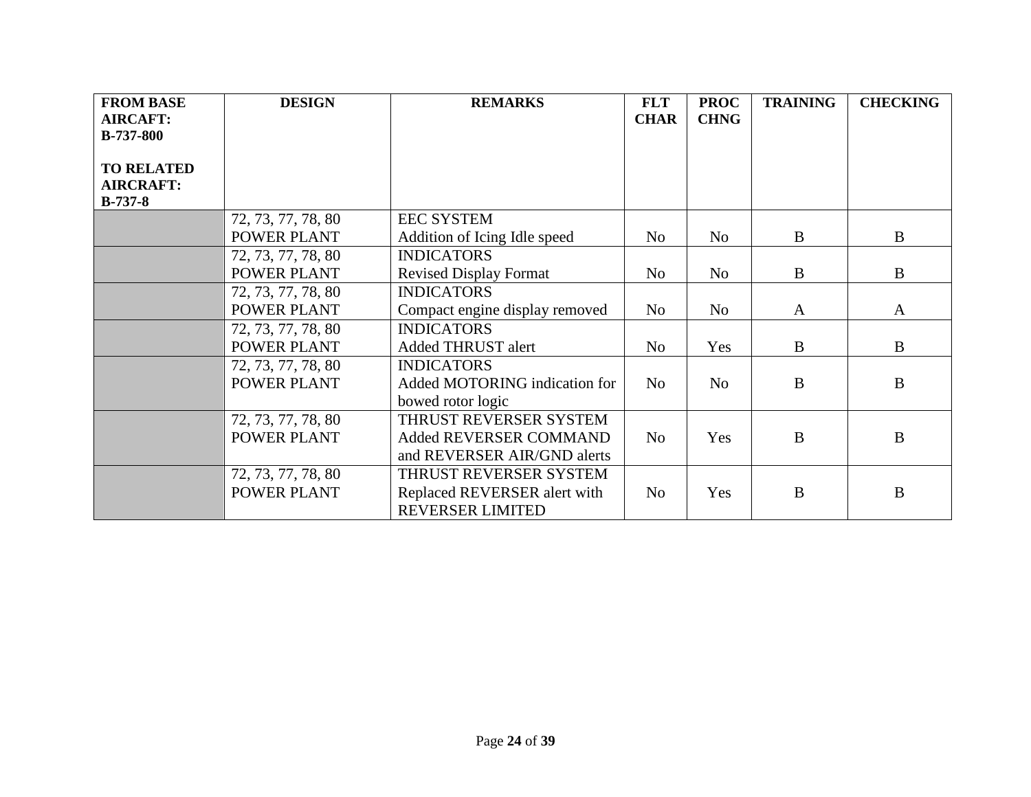| FROM BASE AIRCAFT: B-737-800<br><br>TO RELATED AIRCRAFT: B-737-8 | DESIGN | REMARKS | FLT CHAR | PROC CHNG | TRAINING | CHECKING |
|---|---|---|---|---|---|---|
| | 72, 73, 77, 78, 80 POWER PLANT | EEC SYSTEM Addition of Icing Idle speed | No | No | B | B |
| | 72, 73, 77, 78, 80 POWER PLANT | INDICATORS Revised Display Format | No | No | B | B |
| | 72, 73, 77, 78, 80 POWER PLANT | INDICATORS Compact engine display removed | No | No | A | A |
| | 72, 73, 77, 78, 80 POWER PLANT | INDICATORS Added THRUST alert | No | Yes | B | B |
| | 72, 73, 77, 78, 80 POWER PLANT | INDICATORS Added MOTORING indication for bowed rotor logic | No | No | B | B |
| | 72, 73, 77, 78, 80 POWER PLANT | THRUST REVERSER SYSTEM Added REVERSER COMMAND and REVERSER AIR/GND alerts | No | Yes | B | B |
| | 72, 73, 77, 78, 80 POWER PLANT | THRUST REVERSER SYSTEM Replaced REVERSER alert with REVERSER LIMITED | No | Yes | B | B |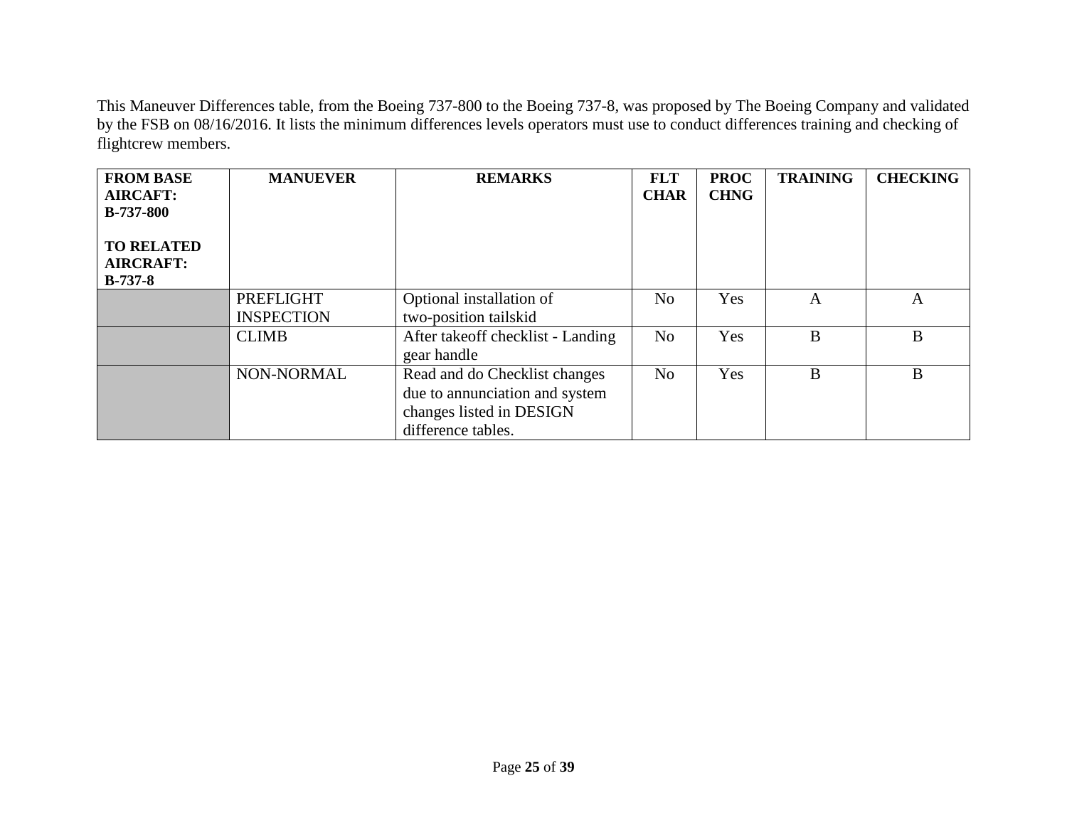This Maneuver Differences table, from the Boeing 737-800 to the Boeing 737-8, was proposed by The Boeing Company and validated by the FSB on 08/16/2016. It lists the minimum differences levels operators must use to conduct differences training and checking of flightcrew members.

| **FROM BASE AIRCAFT: B-737-800** <br><br> **TO RELATED AIRCRAFT: B-737-8** | **MANUEVER** | **REMARKS** | **FLT CHAR** | **PROC CHNG** | **TRAINING** | **CHECKING** |
|---|---|---|---|---|---|---|
| | PREFLIGHT INSPECTION | Optional installation of two-position tailskid | No | Yes | A | A |
| | CLIMB | After takeoff checklist - Landing gear handle | No | Yes | B | B |
| | NON-NORMAL | Read and do Checklist changes due to annunciation and system changes listed in DESIGN difference tables. | No | Yes | B | B |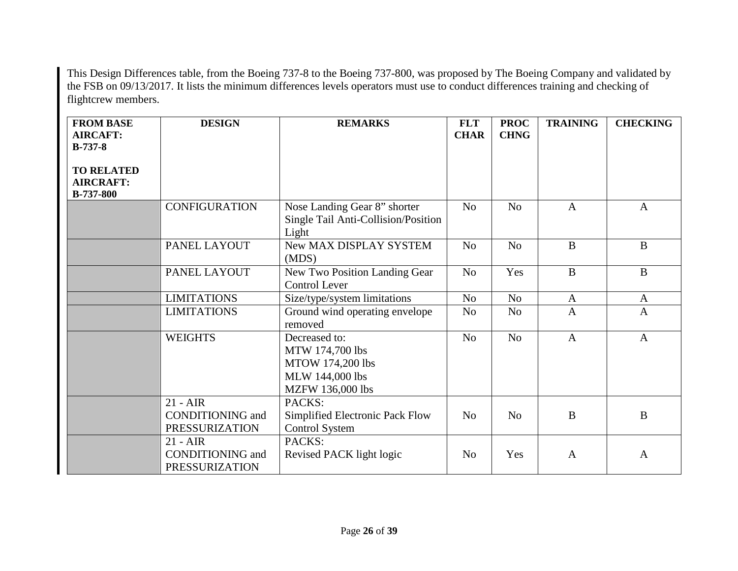This Design Differences table, from the Boeing 737-8 to the Boeing 737-800, was proposed by The Boeing Company and validated by the FSB on 09/13/2017. It lists the minimum differences levels operators must use to conduct differences training and checking of flightcrew members.

| FROM BASE AIRCAFT: B-737-8<br><br>TO RELATED AIRCRAFT: B-737-800 | DESIGN | REMARKS | FLT CHAR | PROC CHNG | TRAINING | CHECKING |
|---|---|---|---|---|---|---|
| | CONFIGURATION | Nose Landing Gear 8" shorter<br>Single Tail Anti-Collision/Position Light | No | No | A | A |
| | PANEL LAYOUT | New MAX DISPLAY SYSTEM (MDS) | No | No | B | B |
| | PANEL LAYOUT | New Two Position Landing Gear Control Lever | No | Yes | B | B |
| | LIMITATIONS | Size/type/system limitations | No | No | A | A |
| | LIMITATIONS | Ground wind operating envelope removed | No | No | A | A |
| | WEIGHTS | Decreased to:<br>MTW 174,700 lbs<br>MTOW 174,200 lbs<br>MLW 144,000 lbs<br>MZFW 136,000 lbs | No | No | A | A |
| | 21 - AIR CONDITIONING and PRESSURIZATION | PACKS:<br>Simplified Electronic Pack Flow Control System | No | No | B | B |
| | 21 - AIR CONDITIONING and PRESSURIZATION | PACKS:<br>Revised PACK light logic | No | Yes | A | A |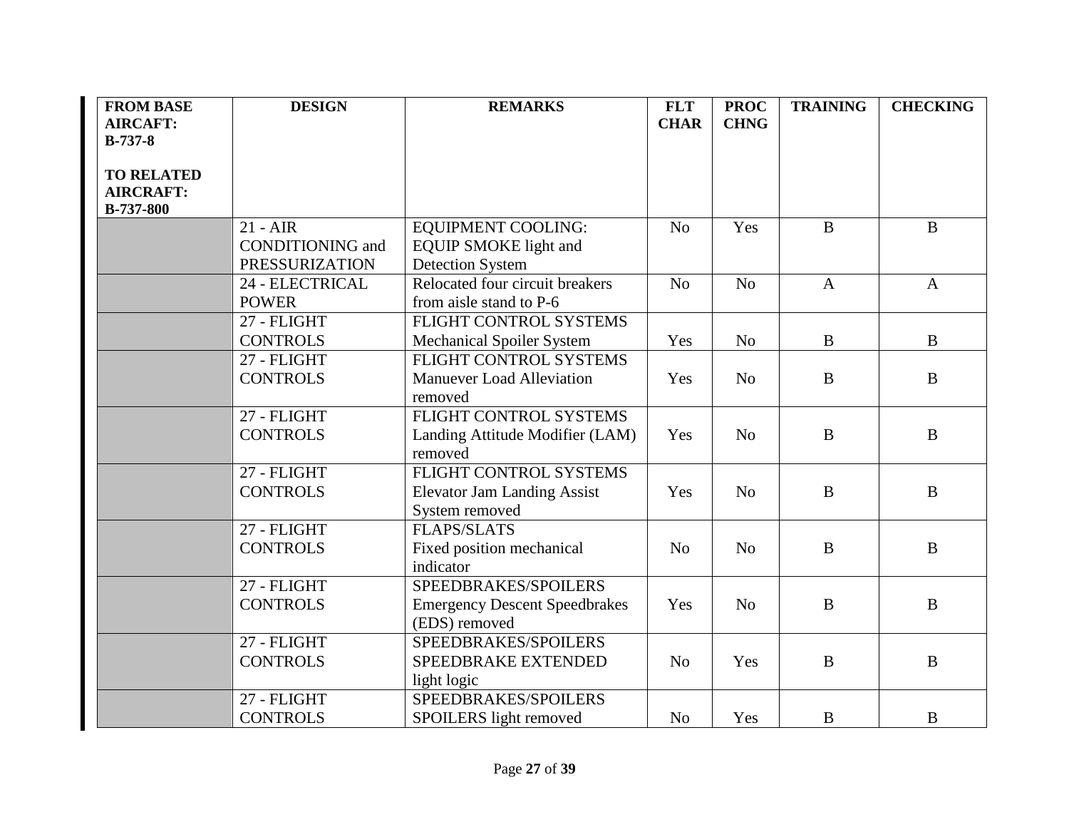| FROM BASE AIRCRAFT: B-737-8<br><br>TO RELATED AIRCRAFT: B-737-800 | DESIGN | REMARKS | FLT CHAR | PROC CHNG | TRAINING | CHECKING |
|---|---|---|---|---|---|---|
| | 21 - AIR CONDITIONING and PRESSURIZATION | EQUIPMENT COOLING: EQUIP SMOKE light and Detection System | No | Yes | B | B |
| | 24 - ELECTRICAL POWER | Relocated four circuit breakers from aisle stand to P-6 | No | No | A | A |
| | 27 - FLIGHT CONTROLS | FLIGHT CONTROL SYSTEMS Mechanical Spoiler System | Yes | No | B | B |
| | 27 - FLIGHT CONTROLS | FLIGHT CONTROL SYSTEMS Manuever Load Alleviation removed | Yes | No | B | B |
| | 27 - FLIGHT CONTROLS | FLIGHT CONTROL SYSTEMS Landing Attitude Modifier (LAM) removed | Yes | No | B | B |
| | 27 - FLIGHT CONTROLS | FLIGHT CONTROL SYSTEMS Elevator Jam Landing Assist System removed | Yes | No | B | B |
| | 27 - FLIGHT CONTROLS | FLAPS/SLATS Fixed position mechanical indicator | No | No | B | B |
| | 27 - FLIGHT CONTROLS | SPEEDBRAKES/SPOILERS Emergency Descent Speedbrakes (EDS) removed | Yes | No | B | B |
| | 27 - FLIGHT CONTROLS | SPEEDBRAKES/SPOILERS SPEEDBRAKE EXTENDED light logic | No | Yes | B | B |
| | 27 - FLIGHT CONTROLS | SPEEDBRAKES/SPOILERS SPOILERS light removed | No | Yes | B | B |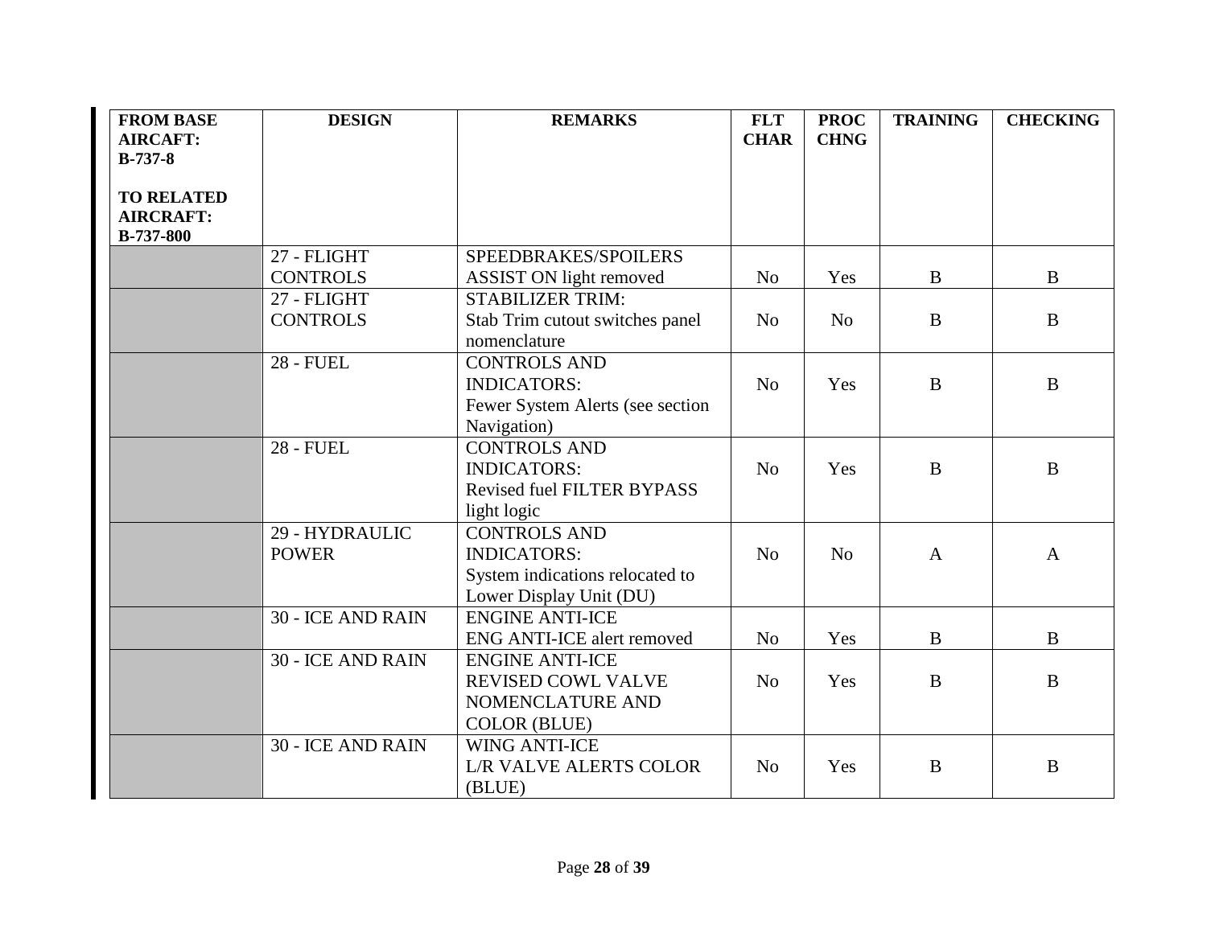| FROM BASE AIRCAFT: B-737-8<br><br>TO RELATED AIRCRAFT: B-737-800 | DESIGN | REMARKS | FLT CHAR | PROC CHNG | TRAINING | CHECKING |
|---|---|---|---|---|---|---|
| | 27 - FLIGHT CONTROLS | SPEEDBRAKES/SPOILERS ASSIST ON light removed | No | Yes | B | B |
| | 27 - FLIGHT CONTROLS | STABILIZER TRIM: Stab Trim cutout switches panel nomenclature | No | No | B | B |
| | 28 - FUEL | CONTROLS AND INDICATORS: Fewer System Alerts (see section Navigation) | No | Yes | B | B |
| | 28 - FUEL | CONTROLS AND INDICATORS: Revised fuel FILTER BYPASS light logic | No | Yes | B | B |
| | 29 - HYDRAULIC POWER | CONTROLS AND INDICATORS: System indications relocated to Lower Display Unit (DU) | No | No | A | A |
| | 30 - ICE AND RAIN | ENGINE ANTI-ICE ENG ANTI-ICE alert removed | No | Yes | B | B |
| | 30 - ICE AND RAIN | ENGINE ANTI-ICE REVISED COWL VALVE NOMENCLATURE AND COLOR (BLUE) | No | Yes | B | B |
| | 30 - ICE AND RAIN | WING ANTI-ICE L/R VALVE ALERTS COLOR (BLUE) | No | Yes | B | B |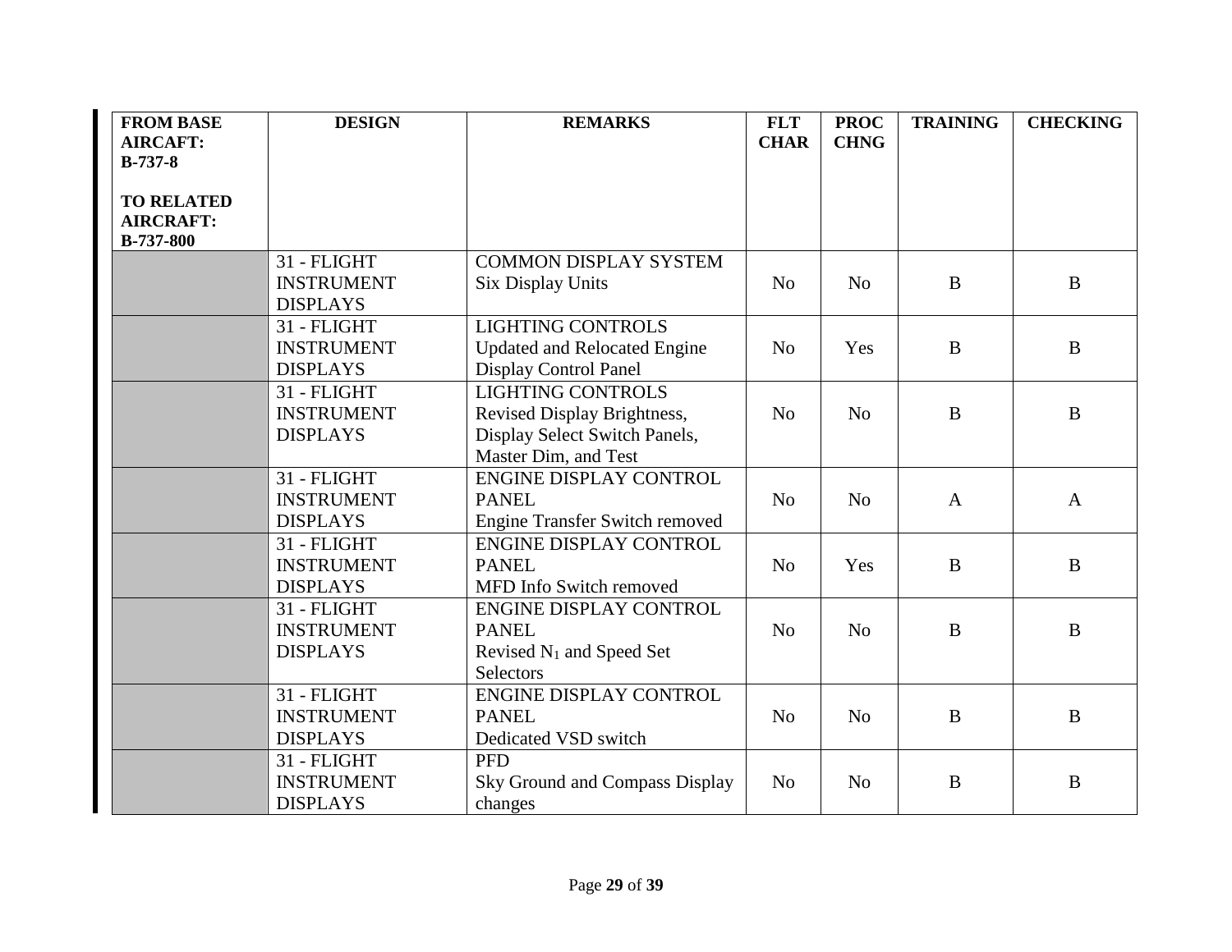| FROM BASE AIRCRAFT: B-737-8<br><br>TO RELATED AIRCRAFT: B-737-800 | DESIGN | REMARKS | FLT CHAR | PROC CHNG | TRAINING | CHECKING |
|---|---|---|---|---|---|---|
| | 31 - FLIGHT INSTRUMENT DISPLAYS | COMMON DISPLAY SYSTEM<br>Six Display Units | No | No | B | B |
| | 31 - FLIGHT INSTRUMENT DISPLAYS | LIGHTING CONTROLS<br>Updated and Relocated Engine Display Control Panel | No | Yes | B | B |
| | 31 - FLIGHT INSTRUMENT DISPLAYS | LIGHTING CONTROLS<br>Revised Display Brightness, Display Select Switch Panels, Master Dim, and Test | No | No | B | B |
| | 31 - FLIGHT INSTRUMENT DISPLAYS | ENGINE DISPLAY CONTROL PANEL<br>Engine Transfer Switch removed | No | No | A | A |
| | 31 - FLIGHT INSTRUMENT DISPLAYS | ENGINE DISPLAY CONTROL PANEL<br>MFD Info Switch removed | No | Yes | B | B |
| | 31 - FLIGHT INSTRUMENT DISPLAYS | ENGINE DISPLAY CONTROL PANEL<br>Revised $N_1$ and Speed Set Selectors | No | No | B | B |
| | 31 - FLIGHT INSTRUMENT DISPLAYS | ENGINE DISPLAY CONTROL PANEL<br>Dedicated VSD switch | No | No | B | B |
| | 31 - FLIGHT INSTRUMENT DISPLAYS | PFD<br>Sky Ground and Compass Display changes | No | No | B | B |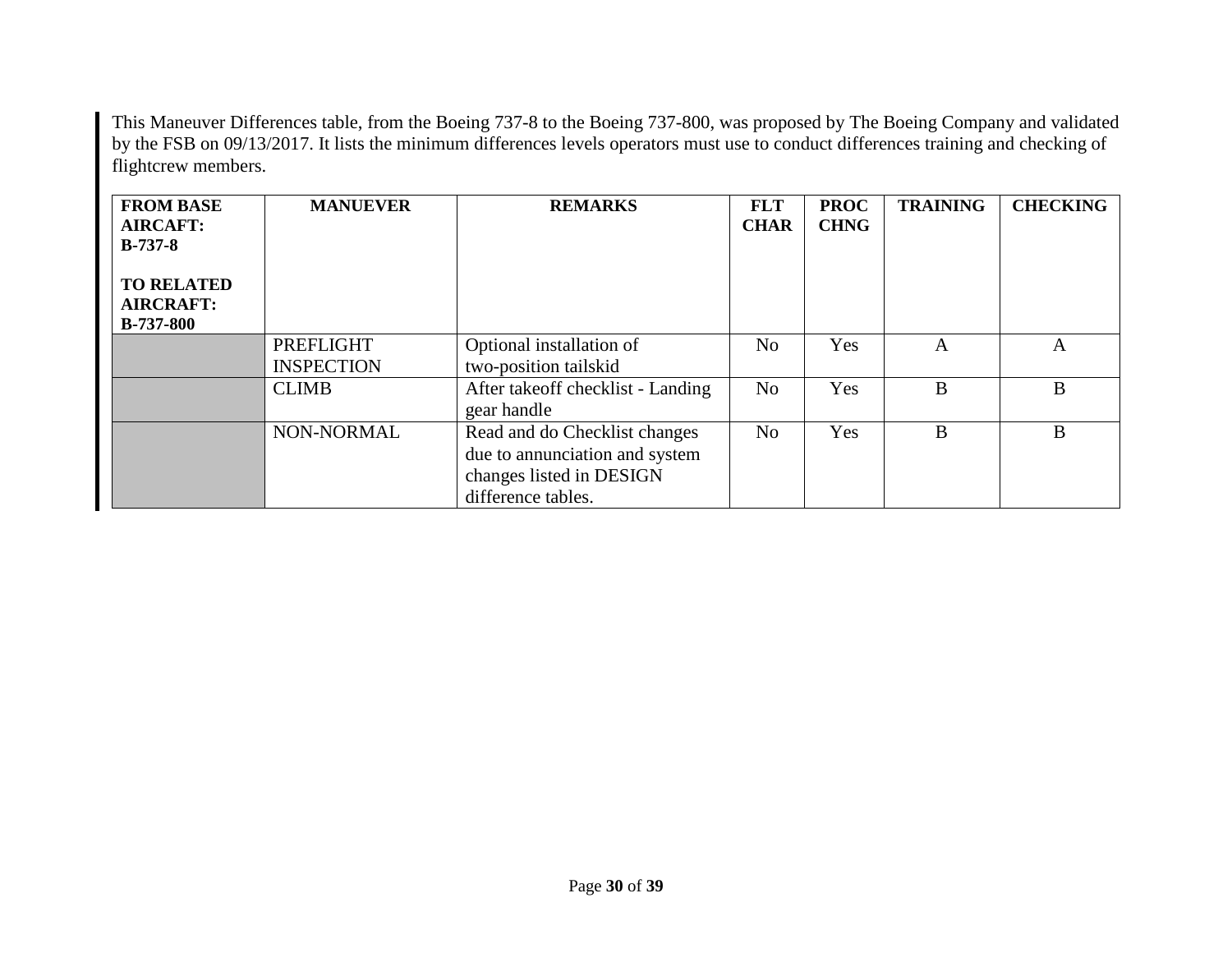This Maneuver Differences table, from the Boeing 737-8 to the Boeing 737-800, was proposed by The Boeing Company and validated by the FSB on 09/13/2017. It lists the minimum differences levels operators must use to conduct differences training and checking of flightcrew members.

| FROM BASE AIRCAFT: B-737-8 TO RELATED AIRCRAFT: B-737-800 | MANUEVER | REMARKS | FLT CHAR | PROC CHNG | TRAINING | CHECKING |
|---|---|---|---|---|---|---|
| | PREFLIGHT INSPECTION | Optional installation of two-position tailskid | No | Yes | A | A |
| | CLIMB | After takeoff checklist - Landing gear handle | No | Yes | B | B |
| | NON-NORMAL | Read and do Checklist changes due to annunciation and system changes listed in DESIGN difference tables. | No | Yes | B | B |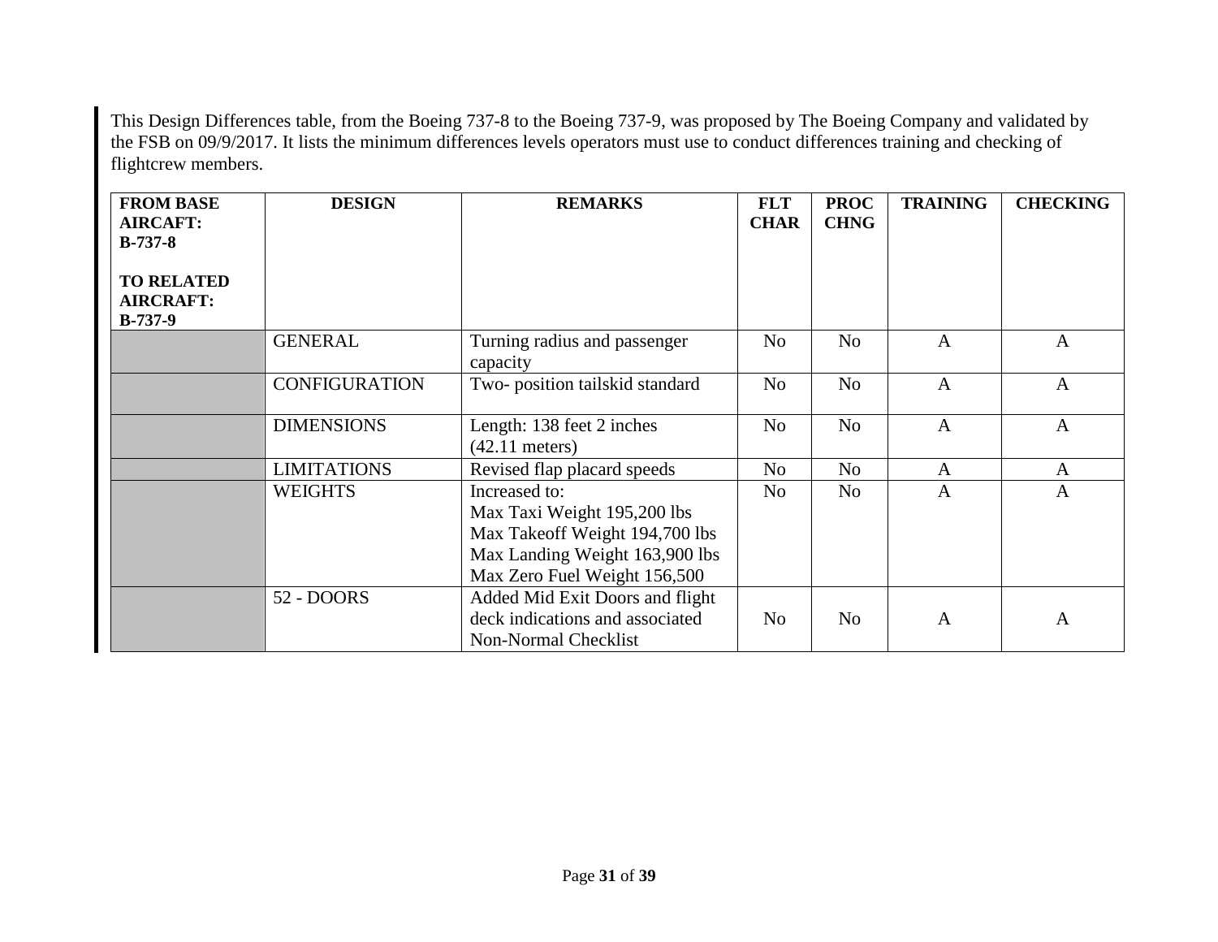This Design Differences table, from the Boeing 737-8 to the Boeing 737-9, was proposed by The Boeing Company and validated by the FSB on 09/9/2017. It lists the minimum differences levels operators must use to conduct differences training and checking of flightcrew members.

| **FROM BASE AIRCAFT: B-737-8**<br><br>**TO RELATED AIRCRAFT: B-737-9** | **DESIGN** | **REMARKS** | **FLT CHAR** | **PROC CHNG** | **TRAINING** | **CHECKING** |
|---|---|---|---|---|---|---|
| | GENERAL | Turning radius and passenger capacity | No | No | A | A |
| | CONFIGURATION | Two- position tailskid standard | No | No | A | A |
| | DIMENSIONS | Length: 138 feet 2 inches (42.11 meters) | No | No | A | A |
| | LIMITATIONS | Revised flap placard speeds | No | No | A | A |
| | WEIGHTS | Increased to:<br>Max Taxi Weight 195,200 lbs<br>Max Takeoff Weight 194,700 lbs<br>Max Landing Weight 163,900 lbs<br>Max Zero Fuel Weight 156,500 | No | No | A | A |
| | 52 - DOORS | Added Mid Exit Doors and flight deck indications and associated Non-Normal Checklist | No | No | A | A |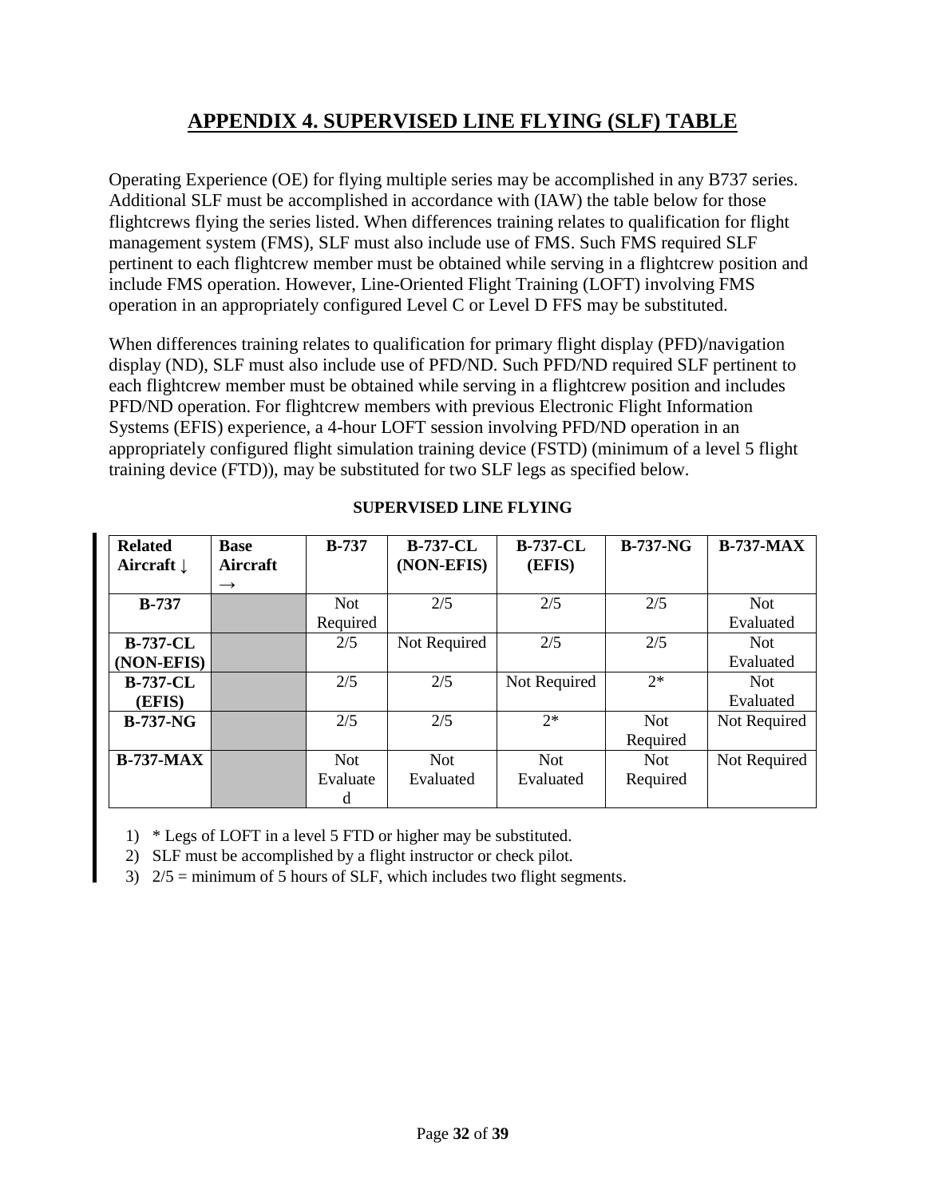## APPENDIX 4. SUPERVISED LINE FLYING (SLF) TABLE

Operating Experience (OE) for flying multiple series may be accomplished in any B737 series. Additional SLF must be accomplished in accordance with (IAW) the table below for those flightcrews flying the series listed. When differences training relates to qualification for flight management system (FMS), SLF must also include use of FMS. Such FMS required SLF pertinent to each flightcrew member must be obtained while serving in a flightcrew position and include FMS operation. However, Line-Oriented Flight Training (LOFT) involving FMS operation in an appropriately configured Level C or Level D FFS may be substituted.

When differences training relates to qualification for primary flight display (PFD)/navigation display (ND), SLF must also include use of PFD/ND. Such PFD/ND required SLF pertinent to each flightcrew member must be obtained while serving in a flightcrew position and includes PFD/ND operation. For flightcrew members with previous Electronic Flight Information Systems (EFIS) experience, a 4-hour LOFT session involving PFD/ND operation in an appropriately configured flight simulation training device (FSTD) (minimum of a level 5 flight training device (FTD)), may be substituted for two SLF legs as specified below.

**SUPERVISED LINE FLYING**

| Related Aircraft ↓ | Base Aircraft → | B-737 | B-737-CL (NON-EFIS) | B-737-CL (EFIS) | B-737-NG | B-737-MAX |
|---|---|---|---|---|---|---|
| **B-737** | | Not Required | 2/5 | 2/5 | 2/5 | Not Evaluated |
| **B-737-CL (NON-EFIS)** | | 2/5 | Not Required | 2/5 | 2/5 | Not Evaluated |
| **B-737-CL (EFIS)** | | 2/5 | 2/5 | Not Required | 2* | Not Evaluated |
| **B-737-NG** | | 2/5 | 2/5 | 2* | Not Required | Not Required |
| **B-737-MAX** | | Not Evaluated | Not Evaluated | Not Evaluated | Not Required | Not Required |

1) * Legs of LOFT in a level 5 FTD or higher may be substituted.
2) SLF must be accomplished by a flight instructor or check pilot.
3) 2/5 = minimum of 5 hours of SLF, which includes two flight segments.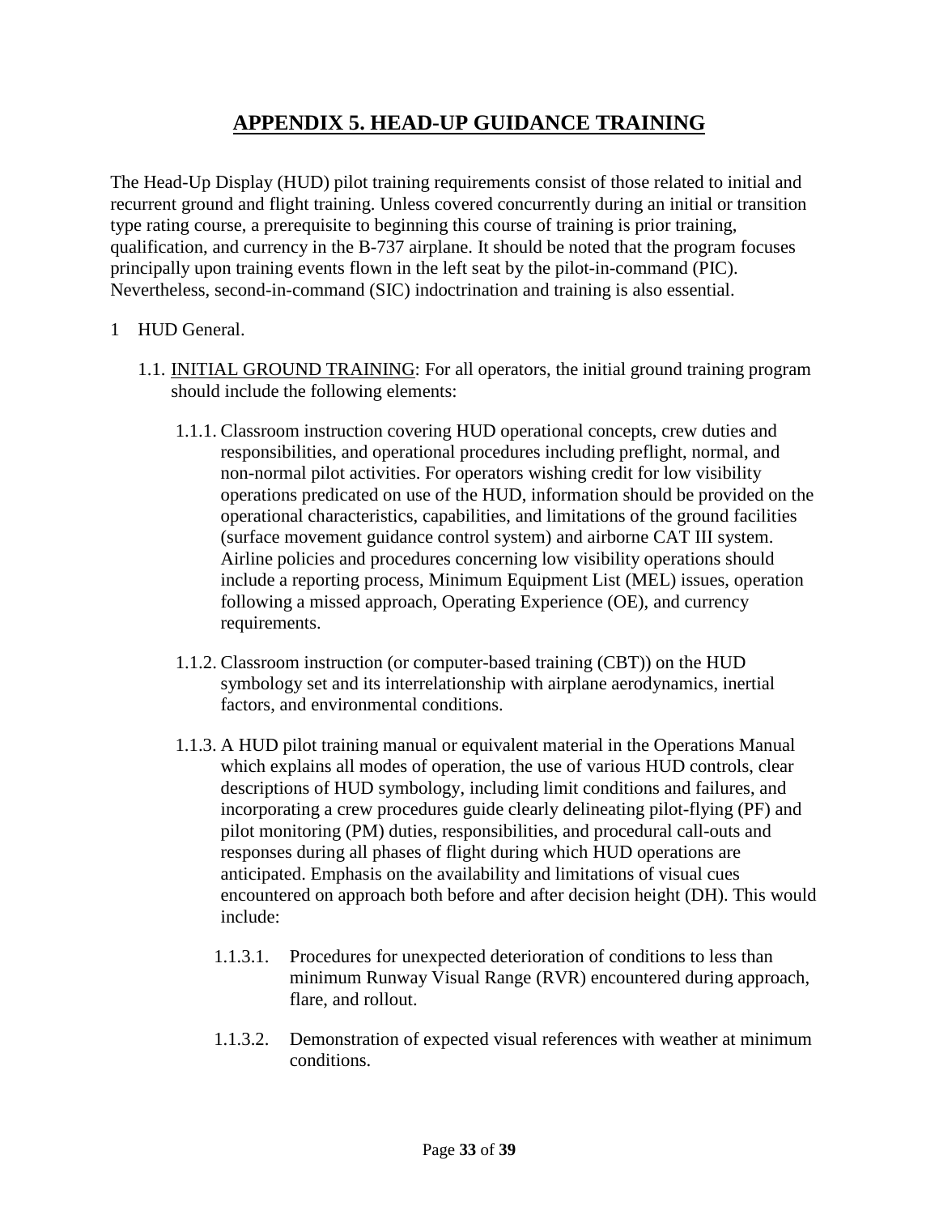# APPENDIX 5. HEAD-UP GUIDANCE TRAINING

The Head-Up Display (HUD) pilot training requirements consist of those related to initial and recurrent ground and flight training. Unless covered concurrently during an initial or transition type rating course, a prerequisite to beginning this course of training is prior training, qualification, and currency in the B-737 airplane. It should be noted that the program focuses principally upon training events flown in the left seat by the pilot-in-command (PIC). Nevertheless, second-in-command (SIC) indoctrination and training is also essential.

1 HUD General.

1.1. INITIAL GROUND TRAINING: For all operators, the initial ground training program should include the following elements:

1.1.1. Classroom instruction covering HUD operational concepts, crew duties and responsibilities, and operational procedures including preflight, normal, and non-normal pilot activities. For operators wishing credit for low visibility operations predicated on use of the HUD, information should be provided on the operational characteristics, capabilities, and limitations of the ground facilities (surface movement guidance control system) and airborne CAT III system. Airline policies and procedures concerning low visibility operations should include a reporting process, Minimum Equipment List (MEL) issues, operation following a missed approach, Operating Experience (OE), and currency requirements.

1.1.2. Classroom instruction (or computer-based training (CBT)) on the HUD symbology set and its interrelationship with airplane aerodynamics, inertial factors, and environmental conditions.

1.1.3. A HUD pilot training manual or equivalent material in the Operations Manual which explains all modes of operation, the use of various HUD controls, clear descriptions of HUD symbology, including limit conditions and failures, and incorporating a crew procedures guide clearly delineating pilot-flying (PF) and pilot monitoring (PM) duties, responsibilities, and procedural call-outs and responses during all phases of flight during which HUD operations are anticipated. Emphasis on the availability and limitations of visual cues encountered on approach both before and after decision height (DH). This would include:

1.1.3.1. Procedures for unexpected deterioration of conditions to less than minimum Runway Visual Range (RVR) encountered during approach, flare, and rollout.

1.1.3.2. Demonstration of expected visual references with weather at minimum conditions.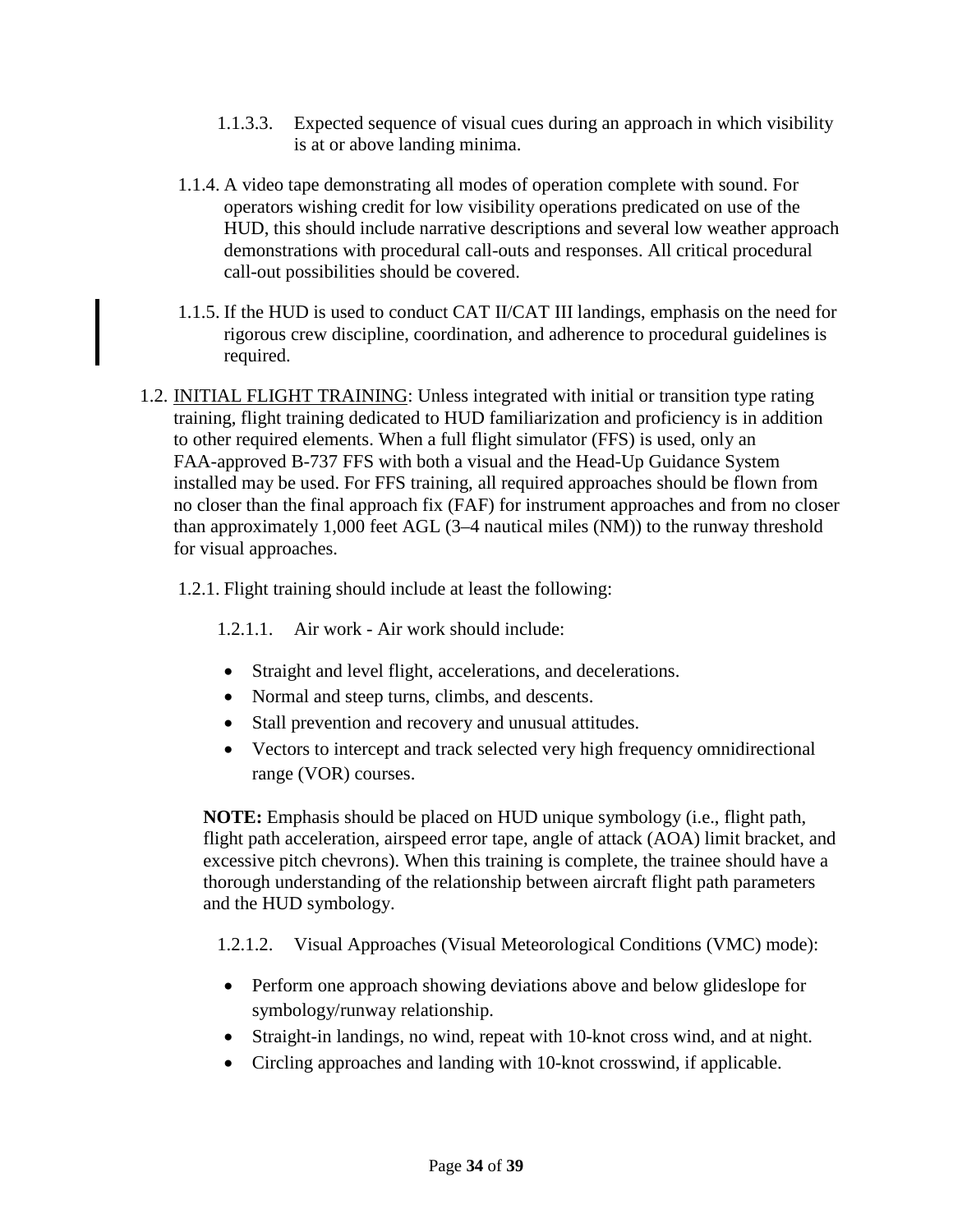1.1.3.3. Expected sequence of visual cues during an approach in which visibility is at or above landing minima.

1.1.4. A video tape demonstrating all modes of operation complete with sound. For operators wishing credit for low visibility operations predicated on use of the HUD, this should include narrative descriptions and several low weather approach demonstrations with procedural call-outs and responses. All critical procedural call-out possibilities should be covered.

1.1.5. If the HUD is used to conduct CAT II/CAT III landings, emphasis on the need for rigorous crew discipline, coordination, and adherence to procedural guidelines is required.

1.2. INITIAL FLIGHT TRAINING: Unless integrated with initial or transition type rating training, flight training dedicated to HUD familiarization and proficiency is in addition to other required elements. When a full flight simulator (FFS) is used, only an FAA-approved B-737 FFS with both a visual and the Head-Up Guidance System installed may be used. For FFS training, all required approaches should be flown from no closer than the final approach fix (FAF) for instrument approaches and from no closer than approximately 1,000 feet AGL (3–4 nautical miles (NM)) to the runway threshold for visual approaches.

1.2.1. Flight training should include at least the following:

1.2.1.1. Air work - Air work should include:

- Straight and level flight, accelerations, and decelerations.
- Normal and steep turns, climbs, and descents.
- Stall prevention and recovery and unusual attitudes.
- Vectors to intercept and track selected very high frequency omnidirectional range (VOR) courses.

**NOTE:** Emphasis should be placed on HUD unique symbology (i.e., flight path, flight path acceleration, airspeed error tape, angle of attack (AOA) limit bracket, and excessive pitch chevrons). When this training is complete, the trainee should have a thorough understanding of the relationship between aircraft flight path parameters and the HUD symbology.

1.2.1.2. Visual Approaches (Visual Meteorological Conditions (VMC) mode):

- Perform one approach showing deviations above and below glideslope for symbology/runway relationship.
- Straight-in landings, no wind, repeat with 10-knot cross wind, and at night.
- Circling approaches and landing with 10-knot crosswind, if applicable.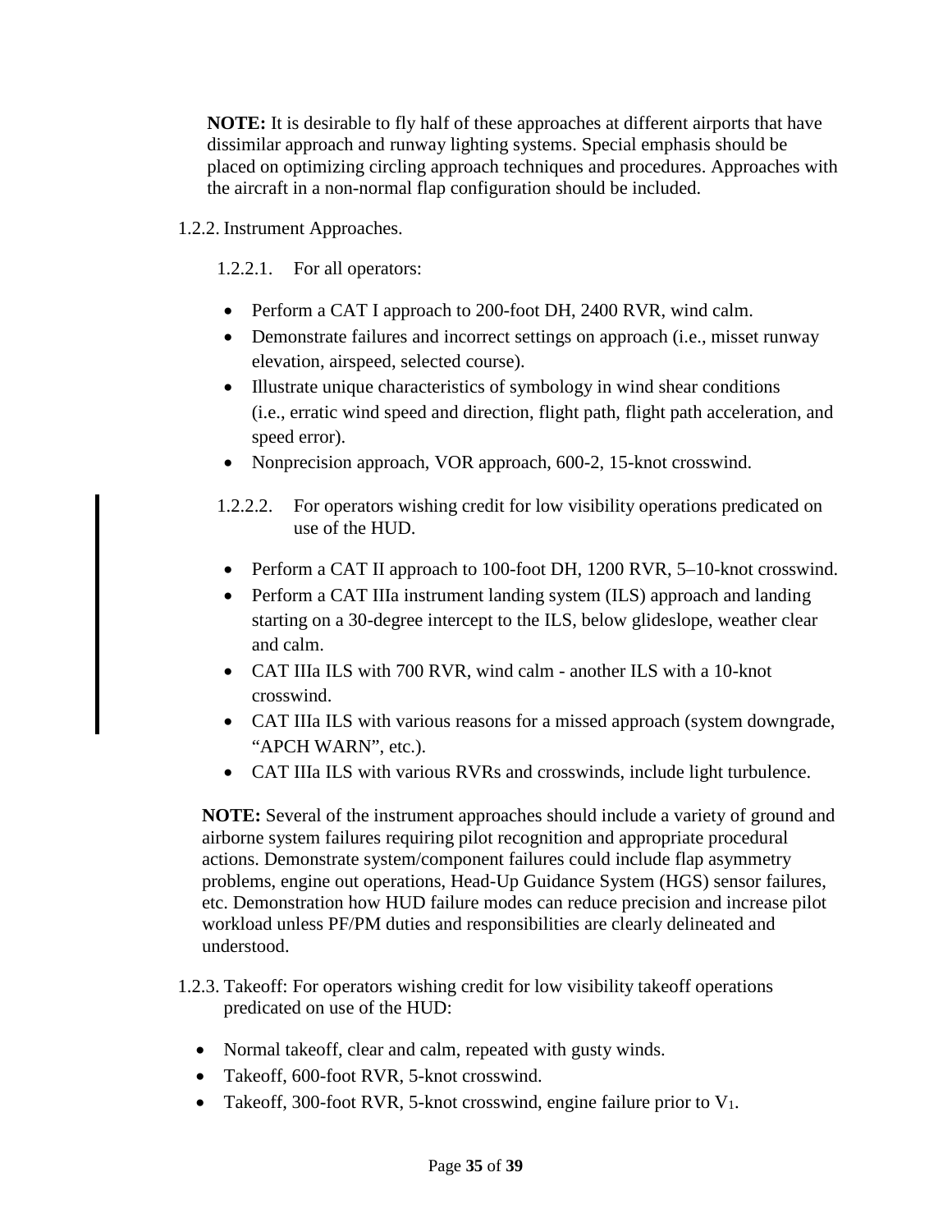**NOTE:** It is desirable to fly half of these approaches at different airports that have dissimilar approach and runway lighting systems. Special emphasis should be placed on optimizing circling approach techniques and procedures. Approaches with the aircraft in a non-normal flap configuration should be included.

1.2.2. Instrument Approaches.

1.2.2.1. For all operators:

- Perform a CAT I approach to 200-foot DH, 2400 RVR, wind calm.
- Demonstrate failures and incorrect settings on approach (i.e., misset runway elevation, airspeed, selected course).
- Illustrate unique characteristics of symbology in wind shear conditions (i.e., erratic wind speed and direction, flight path, flight path acceleration, and speed error).
- Nonprecision approach, VOR approach, 600-2, 15-knot crosswind.

1.2.2.2. For operators wishing credit for low visibility operations predicated on use of the HUD.

- Perform a CAT II approach to 100-foot DH, 1200 RVR, 5–10-knot crosswind.
- Perform a CAT IIIa instrument landing system (ILS) approach and landing starting on a 30-degree intercept to the ILS, below glideslope, weather clear and calm.
- CAT IIIa ILS with 700 RVR, wind calm - another ILS with a 10-knot crosswind.
- CAT IIIa ILS with various reasons for a missed approach (system downgrade, "APCH WARN", etc.).
- CAT IIIa ILS with various RVRs and crosswinds, include light turbulence.

**NOTE:** Several of the instrument approaches should include a variety of ground and airborne system failures requiring pilot recognition and appropriate procedural actions. Demonstrate system/component failures could include flap asymmetry problems, engine out operations, Head-Up Guidance System (HGS) sensor failures, etc. Demonstration how HUD failure modes can reduce precision and increase pilot workload unless PF/PM duties and responsibilities are clearly delineated and understood.

1.2.3. Takeoff: For operators wishing credit for low visibility takeoff operations predicated on use of the HUD:

- Normal takeoff, clear and calm, repeated with gusty winds.
- Takeoff, 600-foot RVR, 5-knot crosswind.
- Takeoff, 300-foot RVR, 5-knot crosswind, engine failure prior to $V_1$.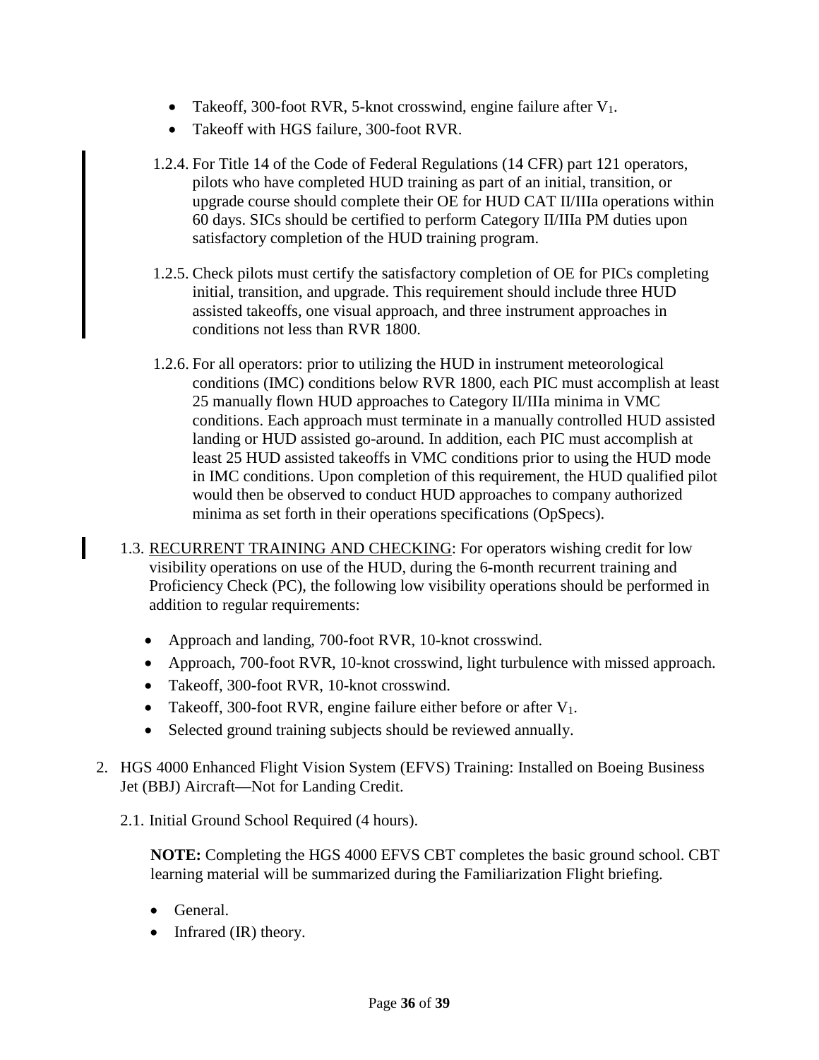- Takeoff, 300-foot RVR, 5-knot crosswind, engine failure after $V_1$.
- Takeoff with HGS failure, 300-foot RVR.

1.2.4. For Title 14 of the Code of Federal Regulations (14 CFR) part 121 operators, pilots who have completed HUD training as part of an initial, transition, or upgrade course should complete their OE for HUD CAT II/IIIa operations within 60 days. SICs should be certified to perform Category II/IIIa PM duties upon satisfactory completion of the HUD training program.

1.2.5. Check pilots must certify the satisfactory completion of OE for PICs completing initial, transition, and upgrade. This requirement should include three HUD assisted takeoffs, one visual approach, and three instrument approaches in conditions not less than RVR 1800.

1.2.6. For all operators: prior to utilizing the HUD in instrument meteorological conditions (IMC) conditions below RVR 1800, each PIC must accomplish at least 25 manually flown HUD approaches to Category II/IIIa minima in VMC conditions. Each approach must terminate in a manually controlled HUD assisted landing or HUD assisted go-around. In addition, each PIC must accomplish at least 25 HUD assisted takeoffs in VMC conditions prior to using the HUD mode in IMC conditions. Upon completion of this requirement, the HUD qualified pilot would then be observed to conduct HUD approaches to company authorized minima as set forth in their operations specifications (OpSpecs).

1.3. RECURRENT TRAINING AND CHECKING: For operators wishing credit for low visibility operations on use of the HUD, during the 6-month recurrent training and Proficiency Check (PC), the following low visibility operations should be performed in addition to regular requirements:

- Approach and landing, 700-foot RVR, 10-knot crosswind.
- Approach, 700-foot RVR, 10-knot crosswind, light turbulence with missed approach.
- Takeoff, 300-foot RVR, 10-knot crosswind.
- Takeoff, 300-foot RVR, engine failure either before or after $V_1$.
- Selected ground training subjects should be reviewed annually.

2. HGS 4000 Enhanced Flight Vision System (EFVS) Training: Installed on Boeing Business Jet (BBJ) Aircraft—Not for Landing Credit.

2.1. Initial Ground School Required (4 hours).

**NOTE:** Completing the HGS 4000 EFVS CBT completes the basic ground school. CBT learning material will be summarized during the Familiarization Flight briefing.

- General.
- Infrared (IR) theory.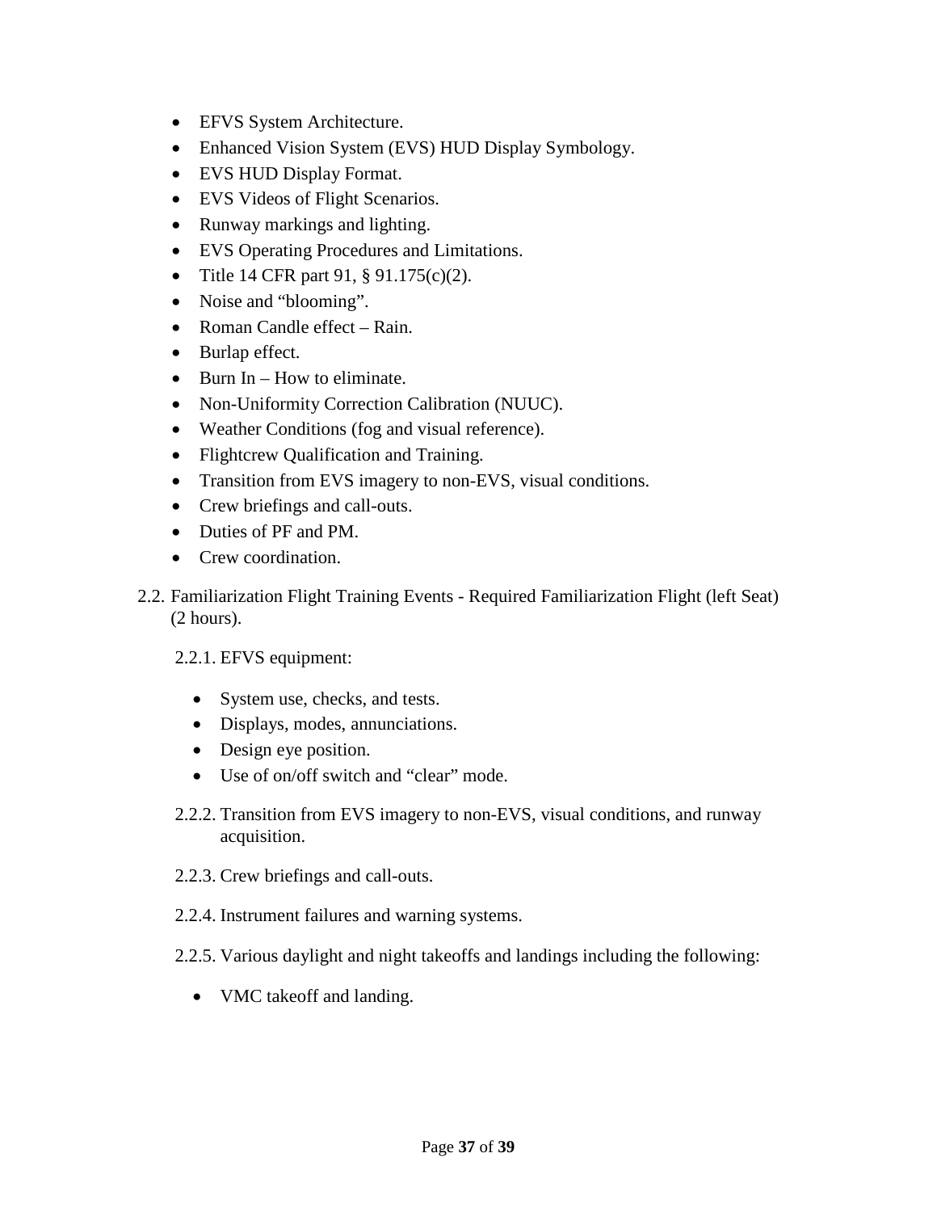- EFVS System Architecture.
- Enhanced Vision System (EVS) HUD Display Symbology.
- EVS HUD Display Format.
- EVS Videos of Flight Scenarios.
- Runway markings and lighting.
- EVS Operating Procedures and Limitations.
- Title 14 CFR part 91, § 91.175(c)(2).
- Noise and "blooming".
- Roman Candle effect – Rain.
- Burlap effect.
- Burn In – How to eliminate.
- Non-Uniformity Correction Calibration (NUUC).
- Weather Conditions (fog and visual reference).
- Flightcrew Qualification and Training.
- Transition from EVS imagery to non-EVS, visual conditions.
- Crew briefings and call-outs.
- Duties of PF and PM.
- Crew coordination.

2.2. Familiarization Flight Training Events - Required Familiarization Flight (left Seat) (2 hours).

2.2.1. EFVS equipment:

- System use, checks, and tests.
- Displays, modes, annunciations.
- Design eye position.
- Use of on/off switch and "clear" mode.

2.2.2. Transition from EVS imagery to non-EVS, visual conditions, and runway acquisition.

2.2.3. Crew briefings and call-outs.

2.2.4. Instrument failures and warning systems.

2.2.5. Various daylight and night takeoffs and landings including the following:

- VMC takeoff and landing.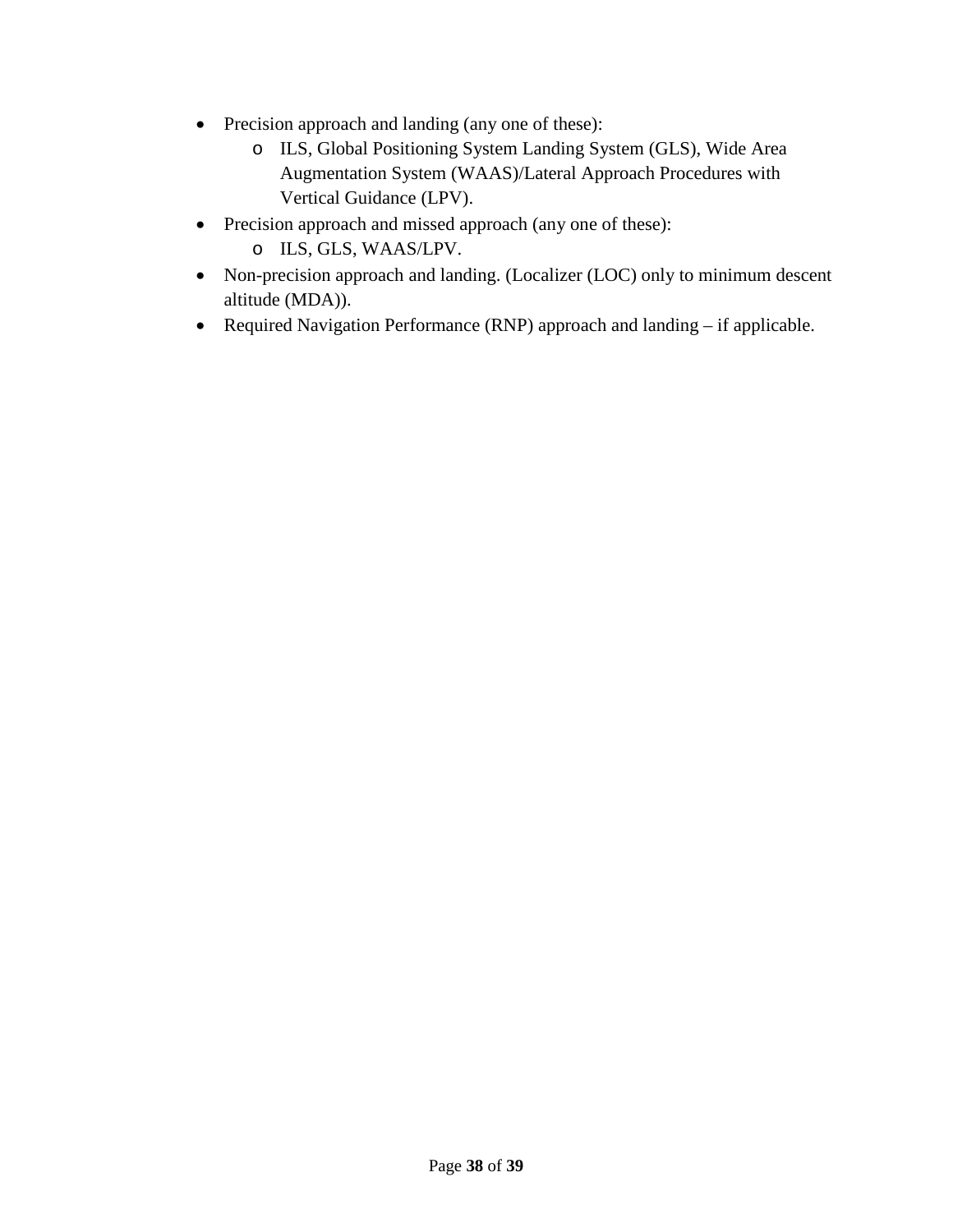- Precision approach and landing (any one of these):
  - ILS, Global Positioning System Landing System (GLS), Wide Area Augmentation System (WAAS)/Lateral Approach Procedures with Vertical Guidance (LPV).
- Precision approach and missed approach (any one of these):
  - ILS, GLS, WAAS/LPV.
- Non-precision approach and landing. (Localizer (LOC) only to minimum descent altitude (MDA)).
- Required Navigation Performance (RNP) approach and landing – if applicable.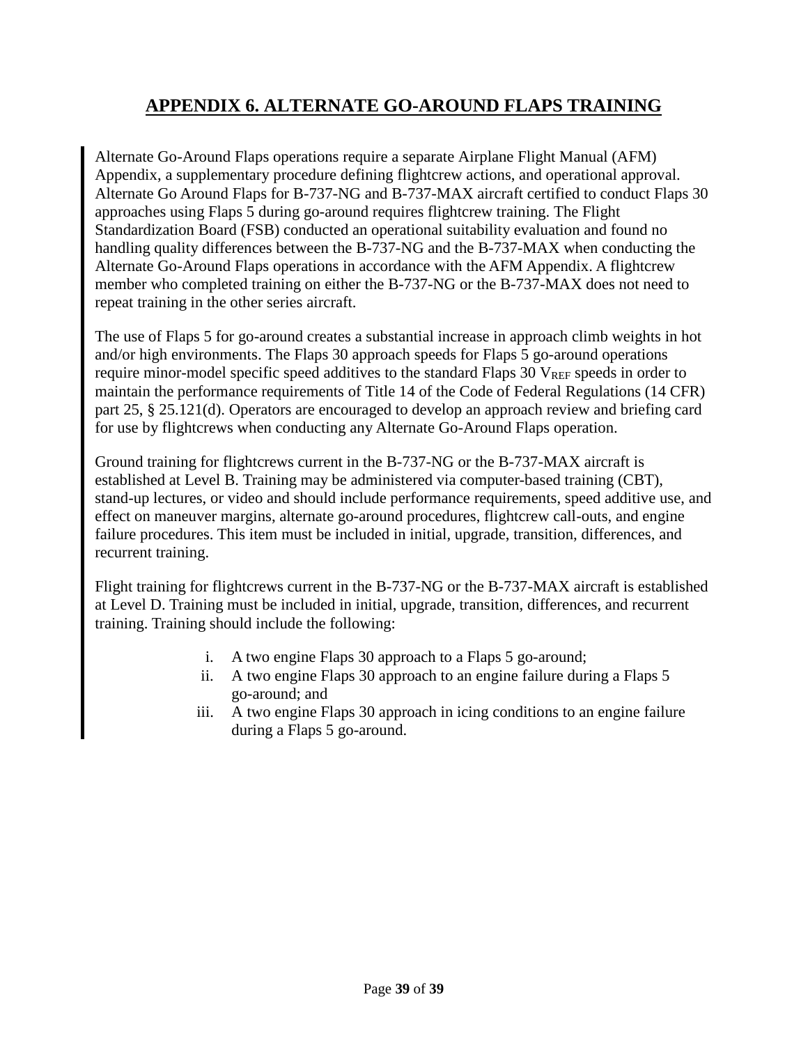# APPENDIX 6. ALTERNATE GO-AROUND FLAPS TRAINING

Alternate Go-Around Flaps operations require a separate Airplane Flight Manual (AFM) Appendix, a supplementary procedure defining flightcrew actions, and operational approval. Alternate Go Around Flaps for B-737-NG and B-737-MAX aircraft certified to conduct Flaps 30 approaches using Flaps 5 during go-around requires flightcrew training. The Flight Standardization Board (FSB) conducted an operational suitability evaluation and found no handling quality differences between the B-737-NG and the B-737-MAX when conducting the Alternate Go-Around Flaps operations in accordance with the AFM Appendix. A flightcrew member who completed training on either the B-737-NG or the B-737-MAX does not need to repeat training in the other series aircraft.

The use of Flaps 5 for go-around creates a substantial increase in approach climb weights in hot and/or high environments. The Flaps 30 approach speeds for Flaps 5 go-around operations require minor-model specific speed additives to the standard Flaps 30 $V_{REF}$ speeds in order to maintain the performance requirements of Title 14 of the Code of Federal Regulations (14 CFR) part 25, § 25.121(d). Operators are encouraged to develop an approach review and briefing card for use by flightcrews when conducting any Alternate Go-Around Flaps operation.

Ground training for flightcrews current in the B-737-NG or the B-737-MAX aircraft is established at Level B. Training may be administered via computer-based training (CBT), stand-up lectures, or video and should include performance requirements, speed additive use, and effect on maneuver margins, alternate go-around procedures, flightcrew call-outs, and engine failure procedures. This item must be included in initial, upgrade, transition, differences, and recurrent training.

Flight training for flightcrews current in the B-737-NG or the B-737-MAX aircraft is established at Level D. Training must be included in initial, upgrade, transition, differences, and recurrent training. Training should include the following:

i. A two engine Flaps 30 approach to a Flaps 5 go-around;
ii. A two engine Flaps 30 approach to an engine failure during a Flaps 5 go-around; and
iii. A two engine Flaps 30 approach in icing conditions to an engine failure during a Flaps 5 go-around.